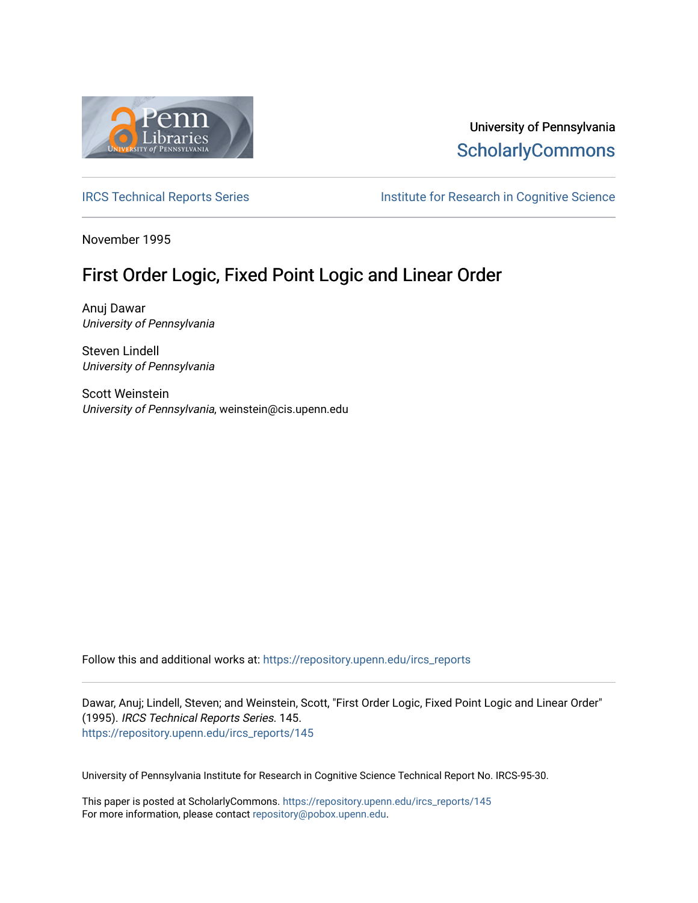University of Pennsylvania
ScholarlyCommons

IRCS Technical Reports Series | Institute for Research in Cognitive Science

November 1995

# First Order Logic, Fixed Point Logic and Linear Order

Anuj Dawar
*University of Pennsylvania*

Steven Lindell
*University of Pennsylvania*

Scott Weinstein
*University of Pennsylvania*, weinstein@cis.upenn.edu

Follow this and additional works at: https://repository.upenn.edu/ircs_reports

Dawar, Anuj; Lindell, Steven; and Weinstein, Scott, "First Order Logic, Fixed Point Logic and Linear Order" (1995). *IRCS Technical Reports Series*. 145.
https://repository.upenn.edu/ircs_reports/145

University of Pennsylvania Institute for Research in Cognitive Science Technical Report No. IRCS-95-30.

This paper is posted at ScholarlyCommons. https://repository.upenn.edu/ircs_reports/145
For more information, please contact repository@pobox.upenn.edu.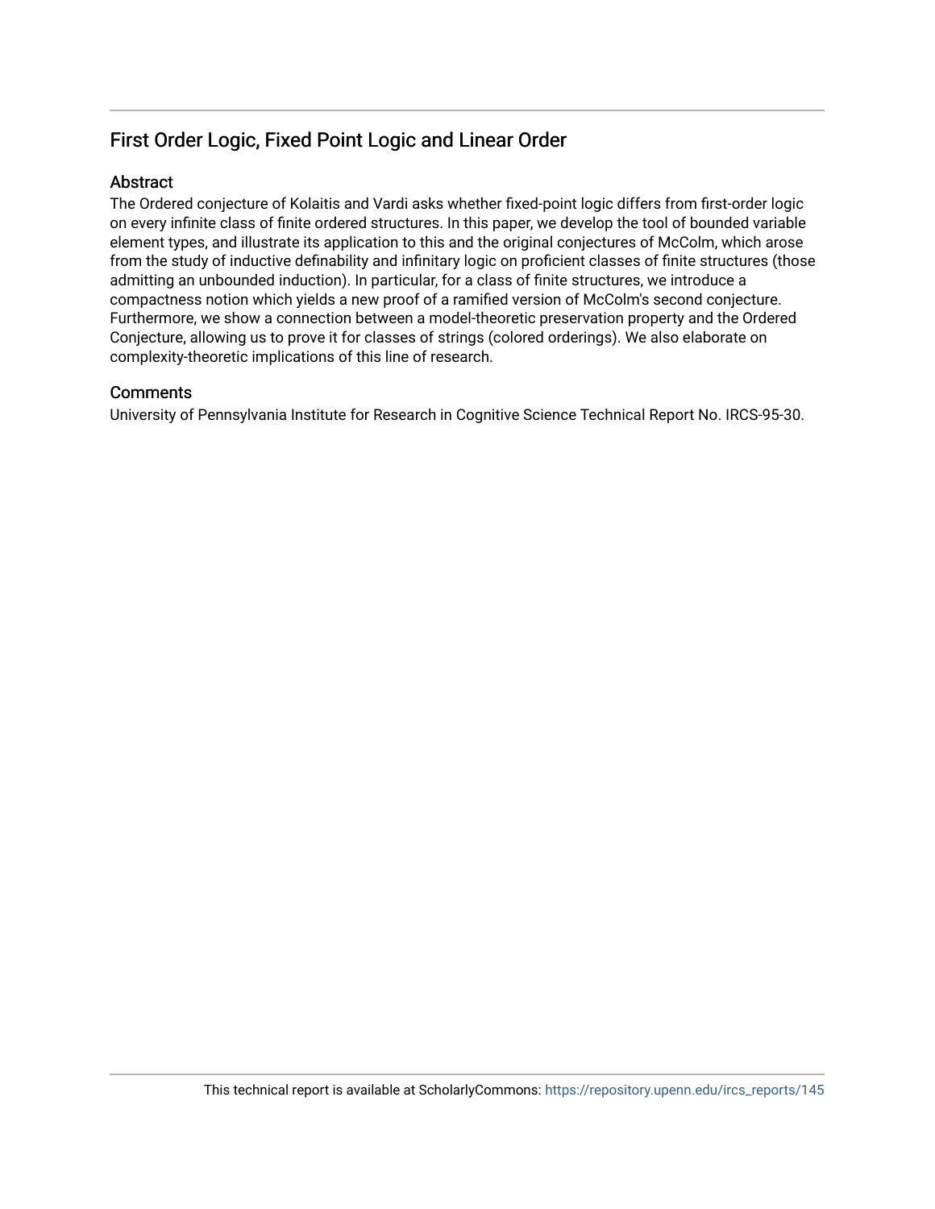## First Order Logic, Fixed Point Logic and Linear Order

### Abstract

The Ordered conjecture of Kolaitis and Vardi asks whether fixed-point logic differs from first-order logic on every infinite class of finite ordered structures. In this paper, we develop the tool of bounded variable element types, and illustrate its application to this and the original conjectures of McColm, which arose from the study of inductive definability and infinitary logic on proficient classes of finite structures (those admitting an unbounded induction). In particular, for a class of finite structures, we introduce a compactness notion which yields a new proof of a ramified version of McColm's second conjecture. Furthermore, we show a connection between a model-theoretic preservation property and the Ordered Conjecture, allowing us to prove it for classes of strings (colored orderings). We also elaborate on complexity-theoretic implications of this line of research.

### Comments

University of Pennsylvania Institute for Research in Cognitive Science Technical Report No. IRCS-95-30.

This technical report is available at ScholarlyCommons: https://repository.upenn.edu/ircs_reports/145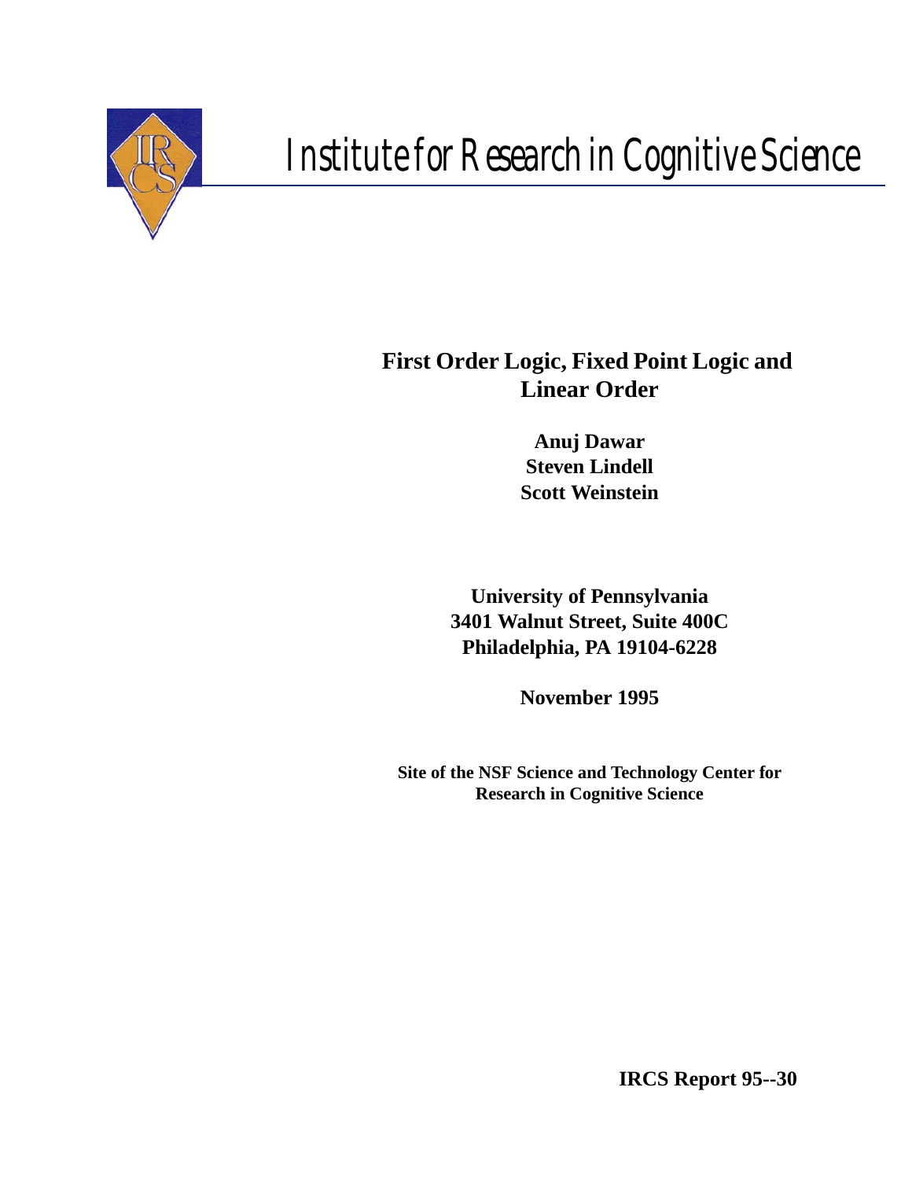# Institute for Research in Cognitive Science

## First Order Logic, Fixed Point Logic and Linear Order

**Anuj Dawar**
**Steven Lindell**
**Scott Weinstein**

**University of Pennsylvania**
**3401 Walnut Street, Suite 400C**
**Philadelphia, PA 19104-6228**

**November 1995**

**Site of the NSF Science and Technology Center for Research in Cognitive Science**

**IRCS Report 95--30**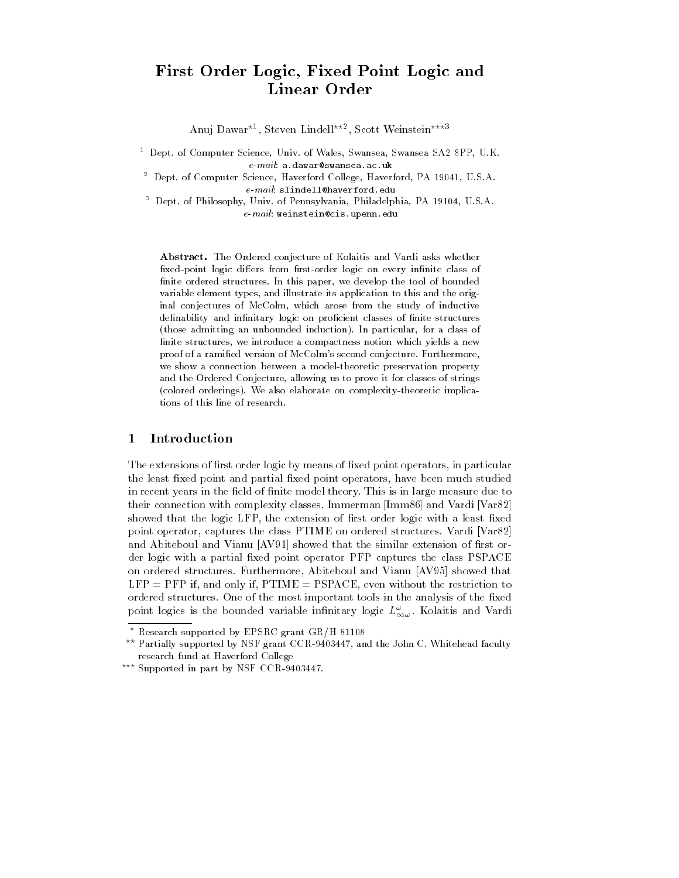# First Order Logic, Fixed Point Logic and Linear Order

Anuj Dawar*[1], Steven Lindell**[2], Scott Weinstein***[3]

[1] Dept. of Computer Science, Univ. of Wales, Swansea, Swansea SA2 8PP, U.K. *e-mail*: a.dawar@swansea.ac.uk

[2] Dept. of Computer Science, Haverford College, Haverford, PA 19041, U.S.A. *e-mail*: slindell@haverford.edu

[3] Dept. of Philosophy, Univ. of Pennsylvania, Philadelphia, PA 19104, U.S.A. *e-mail*: weinstein@cis.upenn.edu

**Abstract.** The Ordered conjecture of Kolaitis and Vardi asks whether fixed-point logic differs from first-order logic on every infinite class of finite ordered structures. In this paper, we develop the tool of bounded variable element types, and illustrate its application to this and the original conjectures of McColm, which arose from the study of inductive definability and infinitary logic on proficient classes of finite structures (those admitting an unbounded induction). In particular, for a class of finite structures, we introduce a compactness notion which yields a new proof of a ramified version of McColm's second conjecture. Furthermore, we show a connection between a model-theoretic preservation property and the Ordered Conjecture, allowing us to prove it for classes of strings (colored orderings). We also elaborate on complexity-theoretic implications of this line of research.

## 1 Introduction

The extensions of first order logic by means of fixed point operators, in particular the least fixed point and partial fixed point operators, have been much studied in recent years in the field of finite model theory. This is in large measure due to their connection with complexity classes. Immerman [Imm86] and Vardi [Var82] showed that the logic LFP, the extension of first order logic with a least fixed point operator, captures the class PTIME on ordered structures. Vardi [Var82] and Abiteboul and Vianu [AV91] showed that the similar extension of first order logic with a partial fixed point operator PFP captures the class PSPACE on ordered structures. Furthermore, Abiteboul and Vianu [AV95] showed that LFP = PFP if, and only if, PTIME = PSPACE, even without the restriction to ordered structures. One of the most important tools in the analysis of the fixed point logics is the bounded variable infinitary logic $L^{\omega}_{\infty\omega}$. Kolaitis and Vardi

* Research supported by EPSRC grant GR/H 81108

** Partially supported by NSF grant CCR-9403447, and the John C. Whitehead faculty research fund at Haverford College

*** Supported in part by NSF CCR-9403447.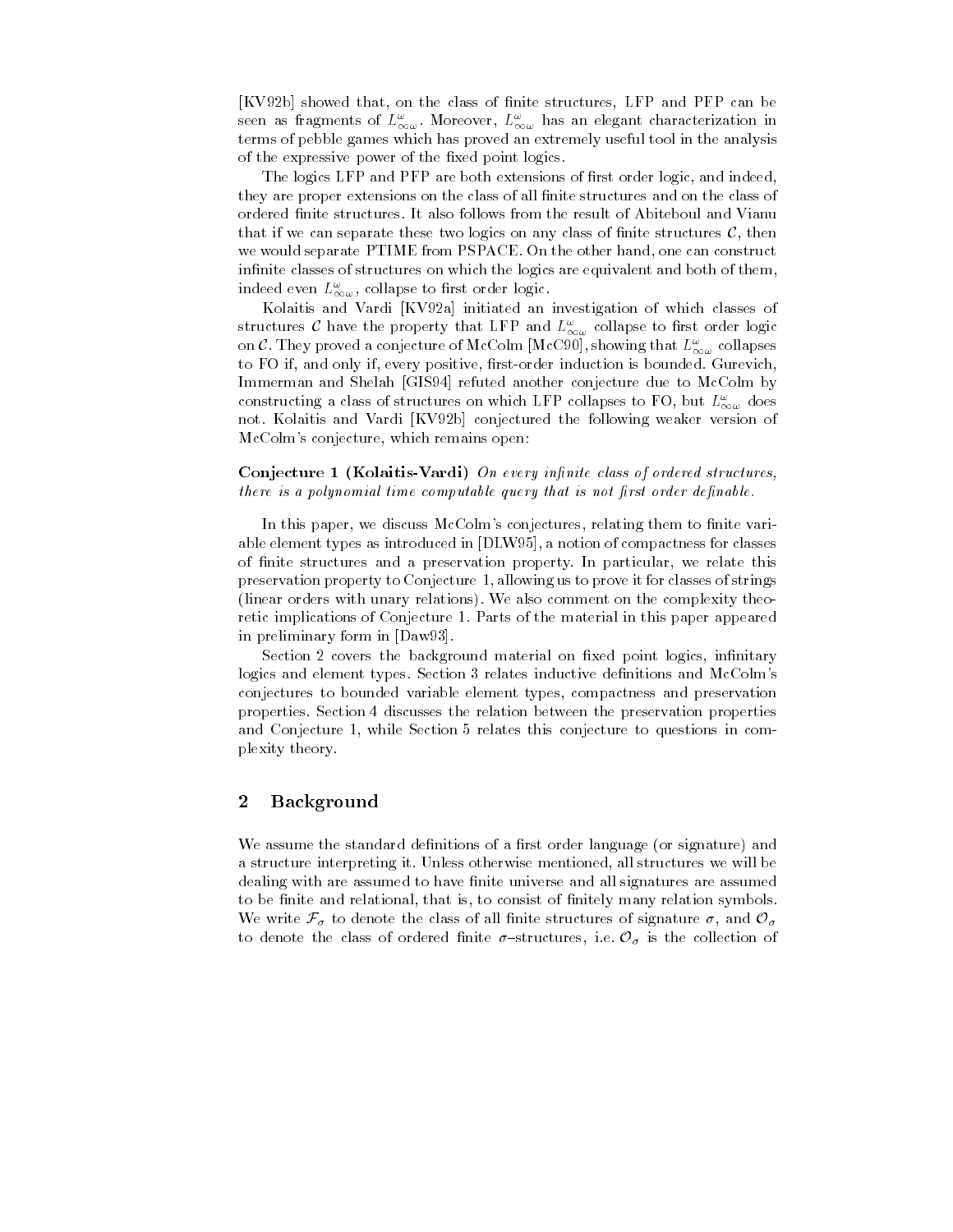[KV92b] showed that, on the class of finite structures, LFP and PFP can be seen as fragments of $L^\omega_{\infty\omega}$. Moreover, $L^\omega_{\infty\omega}$ has an elegant characterization in terms of pebble games which has proved an extremely useful tool in the analysis of the expressive power of the fixed point logics.

The logics LFP and PFP are both extensions of first order logic, and indeed, they are proper extensions on the class of all finite structures and on the class of ordered finite structures. It also follows from the result of Abiteboul and Vianu that if we can separate these two logics on any class of finite structures $\mathcal{C}$, then we would separate PTIME from PSPACE. On the other hand, one can construct infinite classes of structures on which the logics are equivalent and both of them, indeed even $L^\omega_{\infty\omega}$, collapse to first order logic.

Kolaitis and Vardi [KV92a] initiated an investigation of which classes of structures $\mathcal{C}$ have the property that LFP and $L^\omega_{\infty\omega}$ collapse to first order logic on $\mathcal{C}$. They proved a conjecture of McColm [McC90], showing that $L^\omega_{\infty\omega}$ collapses to FO if, and only if, every positive, first-order induction is bounded. Gurevich, Immerman and Shelah [GIS94] refuted another conjecture due to McColm by constructing a class of structures on which LFP collapses to FO, but $L^\omega_{\infty\omega}$ does not. Kolaitis and Vardi [KV92b] conjectured the following weaker version of McColm's conjecture, which remains open:

**Conjecture 1 (Kolaitis-Vardi)** *On every infinite class of ordered structures, there is a polynomial time computable query that is not first order definable.*

In this paper, we discuss McColm's conjectures, relating them to finite variable element types as introduced in [DLW95], a notion of compactness for classes of finite structures and a preservation property. In particular, we relate this preservation property to Conjecture 1, allowing us to prove it for classes of strings (linear orders with unary relations). We also comment on the complexity theoretic implications of Conjecture 1. Parts of the material in this paper appeared in preliminary form in [Daw93].

Section 2 covers the background material on fixed point logics, infinitary logics and element types. Section 3 relates inductive definitions and McColm's conjectures to bounded variable element types, compactness and preservation properties. Section 4 discusses the relation between the preservation properties and Conjecture 1, while Section 5 relates this conjecture to questions in complexity theory.

## 2 Background

We assume the standard definitions of a first order language (or signature) and a structure interpreting it. Unless otherwise mentioned, all structures we will be dealing with are assumed to have finite universe and all signatures are assumed to be finite and relational, that is, to consist of finitely many relation symbols. We write $\mathcal{F}_\sigma$ to denote the class of all finite structures of signature $\sigma$, and $\mathcal{O}_\sigma$ to denote the class of ordered finite $\sigma$–structures, i.e. $\mathcal{O}_\sigma$ is the collection of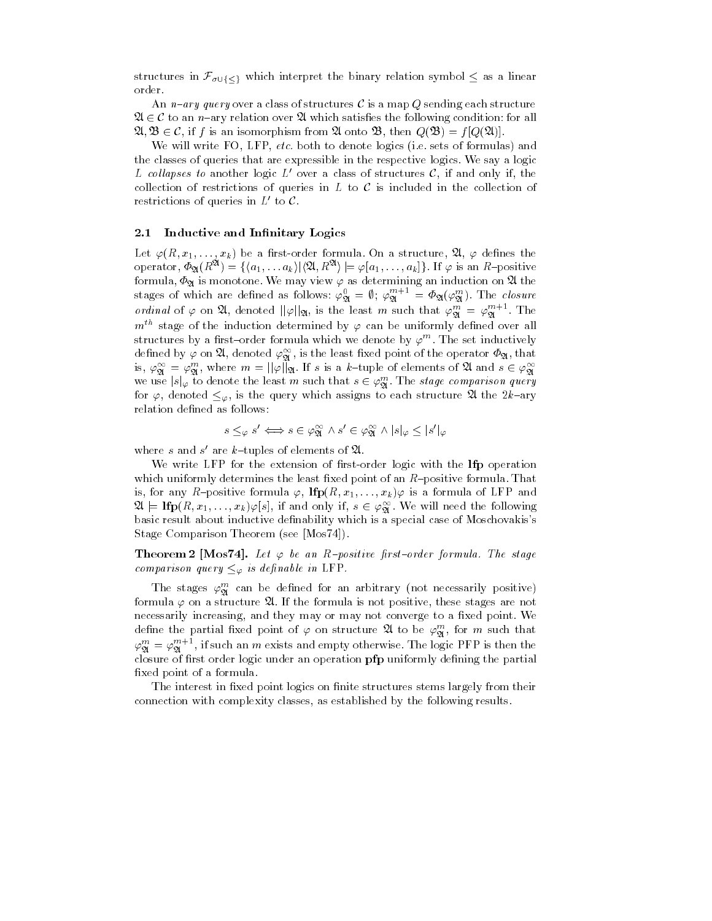structures in $\mathcal{F}_{\sigma \cup \{\leq\}}$ which interpret the binary relation symbol $\leq$ as a linear order.

An *n–ary query* over a class of structures $\mathcal{C}$ is a map $Q$ sending each structure $\mathfrak{A} \in \mathcal{C}$ to an $n$–ary relation over $\mathfrak{A}$ which satisfies the following condition: for all $\mathfrak{A}, \mathfrak{B} \in \mathcal{C}$, if $f$ is an isomorphism from $\mathfrak{A}$ onto $\mathfrak{B}$, then $Q(\mathfrak{B}) = f[Q(\mathfrak{A})]$.

We will write FO, LFP, *etc.* both to denote logics (i.e. sets of formulas) and the classes of queries that are expressible in the respective logics. We say a logic $L$ *collapses to* another logic $L'$ over a class of structures $\mathcal{C}$, if and only if, the collection of restrictions of queries in $L$ to $\mathcal{C}$ is included in the collection of restrictions of queries in $L'$ to $\mathcal{C}$.

### 2.1 Inductive and Infinitary Logics

Let $\varphi(R, x_1, \ldots, x_k)$ be a first-order formula. On a structure, $\mathfrak{A}$, $\varphi$ defines the operator, $\Phi_{\mathfrak{A}}(R^{\mathfrak{A}}) = \{\langle a_1, \ldots a_k \rangle | \langle \mathfrak{A}, R^{\mathfrak{A}} \rangle \models \varphi[a_1, \ldots, a_k]\}$. If $\varphi$ is an $R$–positive formula, $\Phi_{\mathfrak{A}}$ is monotone. We may view $\varphi$ as determining an induction on $\mathfrak{A}$ the stages of which are defined as follows: $\varphi^0_{\mathfrak{A}} = \emptyset$; $\varphi^{m+1}_{\mathfrak{A}} = \Phi_{\mathfrak{A}}(\varphi^m_{\mathfrak{A}})$. The *closure ordinal* of $\varphi$ on $\mathfrak{A}$, denoted $||\varphi||_{\mathfrak{A}}$, is the least $m$ such that $\varphi^m_{\mathfrak{A}} = \varphi^{m+1}_{\mathfrak{A}}$. The $m^{th}$ stage of the induction determined by $\varphi$ can be uniformly defined over all structures by a first–order formula which we denote by $\varphi^m$. The set inductively defined by $\varphi$ on $\mathfrak{A}$, denoted $\varphi^{\infty}_{\mathfrak{A}}$, is the least fixed point of the operator $\Phi_{\mathfrak{A}}$, that is, $\varphi^{\infty}_{\mathfrak{A}} = \varphi^m_{\mathfrak{A}}$, where $m = ||\varphi||_{\mathfrak{A}}$. If $s$ is a $k$–tuple of elements of $\mathfrak{A}$ and $s \in \varphi^{\infty}_{\mathfrak{A}}$ we use $|s|_{\varphi}$ to denote the least $m$ such that $s \in \varphi^m_{\mathfrak{A}}$. The *stage comparison query* for $\varphi$, denoted $\leq_{\varphi}$, is the query which assigns to each structure $\mathfrak{A}$ the $2k$–ary relation defined as follows:

$$s \leq_{\varphi} s' \iff s \in \varphi^{\infty}_{\mathfrak{A}} \wedge s' \in \varphi^{\infty}_{\mathfrak{A}} \wedge |s|_{\varphi} \leq |s'|_{\varphi}$$

where $s$ and $s'$ are $k$–tuples of elements of $\mathfrak{A}$.

We write LFP for the extension of first-order logic with the **lfp** operation which uniformly determines the least fixed point of an $R$–positive formula. That is, for any $R$–positive formula $\varphi$, $\mathbf{lfp}(R, x_1, \ldots, x_k)\varphi$ is a formula of LFP and $\mathfrak{A} \models \mathbf{lfp}(R, x_1, \ldots, x_k)\varphi[s]$, if and only if, $s \in \varphi^{\infty}_{\mathfrak{A}}$. We will need the following basic result about inductive definability which is a special case of Moschovakis's Stage Comparison Theorem (see [Mos74]).

**Theorem 2 [Mos74].** *Let $\varphi$ be an $R$–positive first–order formula. The stage comparison query $\leq_{\varphi}$ is definable in* LFP.

The stages $\varphi^m_{\mathfrak{A}}$ can be defined for an arbitrary (not necessarily positive) formula $\varphi$ on a structure $\mathfrak{A}$. If the formula is not positive, these stages are not necessarily increasing, and they may or may not converge to a fixed point. We define the partial fixed point of $\varphi$ on structure $\mathfrak{A}$ to be $\varphi^m_{\mathfrak{A}}$, for $m$ such that $\varphi^m_{\mathfrak{A}} = \varphi^{m+1}_{\mathfrak{A}}$, if such an $m$ exists and empty otherwise. The logic PFP is then the closure of first order logic under an operation **pfp** uniformly defining the partial fixed point of a formula.

The interest in fixed point logics on finite structures stems largely from their connection with complexity classes, as established by the following results.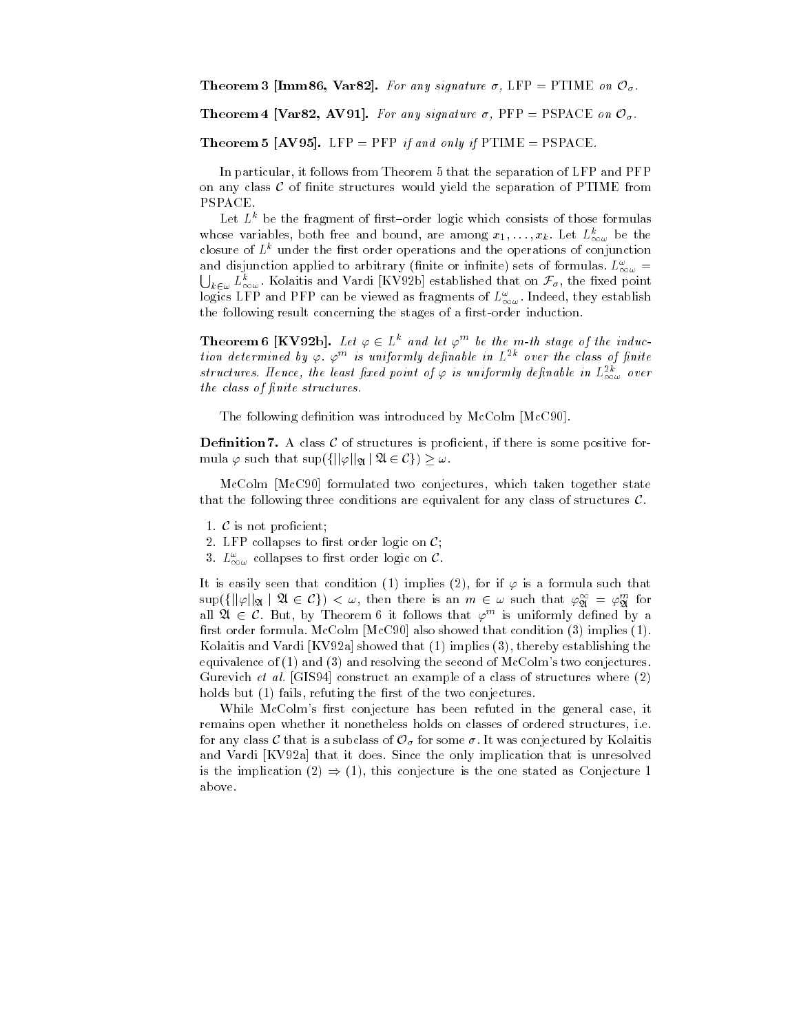**Theorem 3 [Imm86, Var82].** *For any signature $\sigma$,* LFP = PTIME *on* $\mathcal{O}_\sigma$*.*

**Theorem 4 [Var82, AV91].** *For any signature $\sigma$,* PFP = PSPACE *on* $\mathcal{O}_\sigma$*.*

**Theorem 5 [AV95].** LFP = PFP *if and only if* PTIME = PSPACE*.*

In particular, it follows from Theorem 5 that the separation of LFP and PFP on any class $\mathcal{C}$ of finite structures would yield the separation of PTIME from PSPACE.

Let $L^k$ be the fragment of first–order logic which consists of those formulas whose variables, both free and bound, are among $x_1, \ldots, x_k$. Let $L^k_{\infty\omega}$ be the closure of $L^k$ under the first order operations and the operations of conjunction and disjunction applied to arbitrary (finite or infinite) sets of formulas. $L^\omega_{\infty\omega} = \bigcup_{k\in\omega} L^k_{\infty\omega}$. Kolaitis and Vardi [KV92b] established that on $\mathcal{F}_\sigma$, the fixed point logics LFP and PFP can be viewed as fragments of $L^\omega_{\infty\omega}$. Indeed, they establish the following result concerning the stages of a first-order induction.

**Theorem 6 [KV92b].** *Let $\varphi \in L^k$ and let $\varphi^m$ be the m-th stage of the induction determined by $\varphi$. $\varphi^m$ is uniformly definable in $L^{2k}$ over the class of finite structures. Hence, the least fixed point of $\varphi$ is uniformly definable in $L^{2k}_{\infty\omega}$ over the class of finite structures.*

The following definition was introduced by McColm [McC90].

**Definition 7.** A class $\mathcal{C}$ of structures is proficient, if there is some positive formula $\varphi$ such that $\sup(\{||\varphi||_{\mathfrak{A}} \mid \mathfrak{A} \in \mathcal{C}\}) \geq \omega$.

McColm [McC90] formulated two conjectures, which taken together state that the following three conditions are equivalent for any class of structures $\mathcal{C}$.

1. $\mathcal{C}$ is not proficient;
2. LFP collapses to first order logic on $\mathcal{C}$;
3. $L^\omega_{\infty\omega}$ collapses to first order logic on $\mathcal{C}$.

It is easily seen that condition (1) implies (2), for if $\varphi$ is a formula such that $\sup(\{||\varphi||_{\mathfrak{A}} \mid \mathfrak{A} \in \mathcal{C}\}) < \omega$, then there is an $m \in \omega$ such that $\varphi^\infty_{\mathfrak{A}} = \varphi^m_{\mathfrak{A}}$ for all $\mathfrak{A} \in \mathcal{C}$. But, by Theorem 6 it follows that $\varphi^m$ is uniformly defined by a first order formula. McColm [McC90] also showed that condition (3) implies (1). Kolaitis and Vardi [KV92a] showed that (1) implies (3), thereby establishing the equivalence of (1) and (3) and resolving the second of McColm's two conjectures. Gurevich *et al.* [GIS94] construct an example of a class of structures where (2) holds but (1) fails, refuting the first of the two conjectures.

While McColm's first conjecture has been refuted in the general case, it remains open whether it nonetheless holds on classes of ordered structures, i.e. for any class $\mathcal{C}$ that is a subclass of $\mathcal{O}_\sigma$ for some $\sigma$. It was conjectured by Kolaitis and Vardi [KV92a] that it does. Since the only implication that is unresolved is the implication (2) $\Rightarrow$ (1), this conjecture is the one stated as Conjecture 1 above.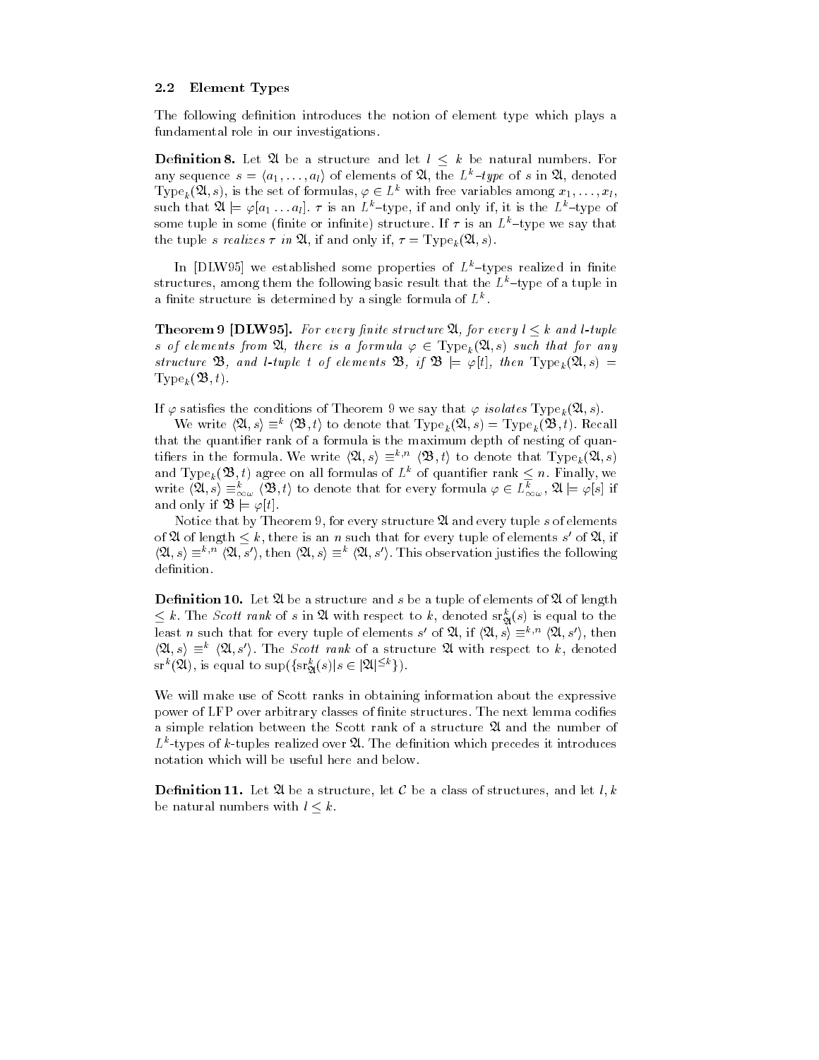### 2.2 Element Types

The following definition introduces the notion of element type which plays a fundamental role in our investigations.

**Definition 8.** Let $\mathfrak{A}$ be a structure and let $l \leq k$ be natural numbers. For any sequence $s = \langle a_1, \ldots, a_l \rangle$ of elements of $\mathfrak{A}$, the $L^k$*–type* of $s$ in $\mathfrak{A}$, denoted $\mathrm{Type}_k(\mathfrak{A}, s)$, is the set of formulas, $\varphi \in L^k$ with free variables among $x_1, \ldots, x_l$, such that $\mathfrak{A} \models \varphi[a_1 \ldots a_l]$. $\tau$ is an $L^k$–type, if and only if, it is the $L^k$–type of some tuple in some (finite or infinite) structure. If $\tau$ is an $L^k$–type we say that the tuple $s$ *realizes* $\tau$ *in* $\mathfrak{A}$, if and only if, $\tau = \mathrm{Type}_k(\mathfrak{A}, s)$.

In [DLW95] we established some properties of $L^k$–types realized in finite structures, among them the following basic result that the $L^k$–type of a tuple in a finite structure is determined by a single formula of $L^k$.

**Theorem 9 [DLW95].** *For every finite structure $\mathfrak{A}$, for every $l \leq k$ and $l$-tuple $s$ of elements from $\mathfrak{A}$, there is a formula $\varphi \in \mathrm{Type}_k(\mathfrak{A}, s)$ such that for any structure $\mathfrak{B}$, and $l$-tuple $t$ of elements $\mathfrak{B}$, if $\mathfrak{B} \models \varphi[t]$, then $\mathrm{Type}_k(\mathfrak{A}, s) = \mathrm{Type}_k(\mathfrak{B}, t)$.*

If $\varphi$ satisfies the conditions of Theorem 9 we say that $\varphi$ *isolates* $\mathrm{Type}_k(\mathfrak{A}, s)$.

We write $\langle \mathfrak{A}, s \rangle \equiv^k \langle \mathfrak{B}, t \rangle$ to denote that $\mathrm{Type}_k(\mathfrak{A}, s) = \mathrm{Type}_k(\mathfrak{B}, t)$. Recall that the quantifier rank of a formula is the maximum depth of nesting of quantifiers in the formula. We write $\langle \mathfrak{A}, s \rangle \equiv^{k,n} \langle \mathfrak{B}, t \rangle$ to denote that $\mathrm{Type}_k(\mathfrak{A}, s)$ and $\mathrm{Type}_k(\mathfrak{B}, t)$ agree on all formulas of $L^k$ of quantifier rank $\leq n$. Finally, we write $\langle \mathfrak{A}, s \rangle \equiv^k_{\infty\omega} \langle \mathfrak{B}, t \rangle$ to denote that for every formula $\varphi \in L^k_{\infty\omega}$, $\mathfrak{A} \models \varphi[s]$ if and only if $\mathfrak{B} \models \varphi[t]$.

Notice that by Theorem 9, for every structure $\mathfrak{A}$ and every tuple $s$ of elements of $\mathfrak{A}$ of length $\leq k$, there is an $n$ such that for every tuple of elements $s'$ of $\mathfrak{A}$, if $\langle \mathfrak{A}, s \rangle \equiv^{k,n} \langle \mathfrak{A}, s' \rangle$, then $\langle \mathfrak{A}, s \rangle \equiv^k \langle \mathfrak{A}, s' \rangle$. This observation justifies the following definition.

**Definition 10.** Let $\mathfrak{A}$ be a structure and $s$ be a tuple of elements of $\mathfrak{A}$ of length $\leq k$. The *Scott rank* of $s$ in $\mathfrak{A}$ with respect to $k$, denoted $\mathrm{sr}^k_{\mathfrak{A}}(s)$ is equal to the least $n$ such that for every tuple of elements $s'$ of $\mathfrak{A}$, if $\langle \mathfrak{A}, s \rangle \equiv^{k,n} \langle \mathfrak{A}, s' \rangle$, then $\langle \mathfrak{A}, s \rangle \equiv^k \langle \mathfrak{A}, s' \rangle$. The *Scott rank* of a structure $\mathfrak{A}$ with respect to $k$, denoted $\mathrm{sr}^k(\mathfrak{A})$, is equal to $\sup(\{\mathrm{sr}^k_{\mathfrak{A}}(s) | s \in |\mathfrak{A}|^{\leq k}\})$.

We will make use of Scott ranks in obtaining information about the expressive power of LFP over arbitrary classes of finite structures. The next lemma codifies a simple relation between the Scott rank of a structure $\mathfrak{A}$ and the number of $L^k$-types of $k$-tuples realized over $\mathfrak{A}$. The definition which precedes it introduces notation which will be useful here and below.

**Definition 11.** Let $\mathfrak{A}$ be a structure, let $\mathcal{C}$ be a class of structures, and let $l, k$ be natural numbers with $l \leq k$.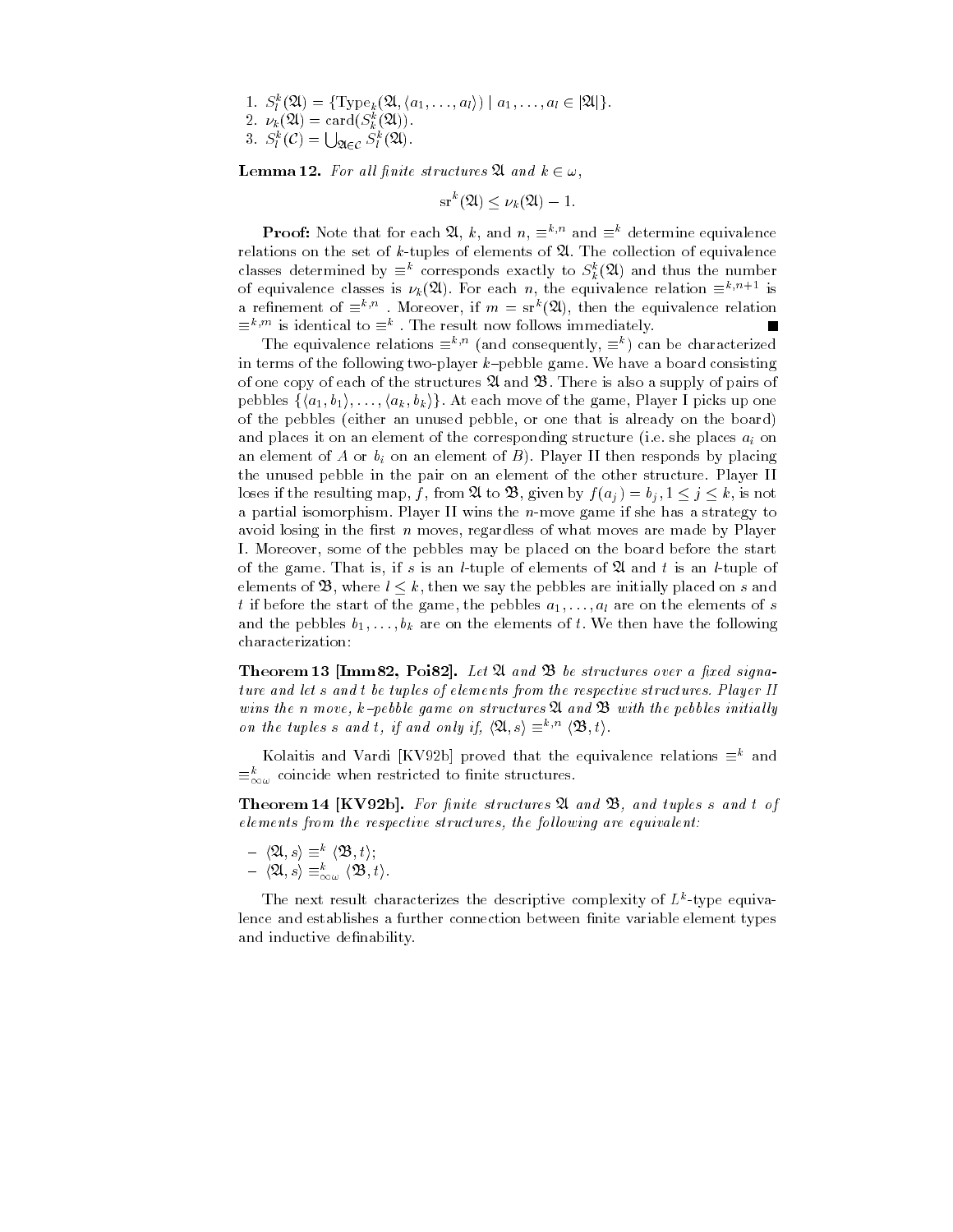1. $S_l^k(\mathfrak{A}) = \{\mathrm{Type}_k(\mathfrak{A}, \langle a_1, \ldots, a_l\rangle) \mid a_1, \ldots, a_l \in |\mathfrak{A}|\}$.
2. $\nu_k(\mathfrak{A}) = \mathrm{card}(S_k^k(\mathfrak{A}))$.
3. $S_l^k(\mathcal{C}) = \bigcup_{\mathfrak{A} \in \mathcal{C}} S_l^k(\mathfrak{A})$.

**Lemma 12.** *For all finite structures $\mathfrak{A}$ and $k \in \omega$,*

$$\mathrm{sr}^k(\mathfrak{A}) \leq \nu_k(\mathfrak{A}) - 1.$$

**Proof:** Note that for each $\mathfrak{A}$, $k$, and $n$, $\equiv^{k,n}$ and $\equiv^k$ determine equivalence relations on the set of $k$-tuples of elements of $\mathfrak{A}$. The collection of equivalence classes determined by $\equiv^k$ corresponds exactly to $S_k^k(\mathfrak{A})$ and thus the number of equivalence classes is $\nu_k(\mathfrak{A})$. For each $n$, the equivalence relation $\equiv^{k,n+1}$ is a refinement of $\equiv^{k,n}$ . Moreover, if $m = \mathrm{sr}^k(\mathfrak{A})$, then the equivalence relation $\equiv^{k,m}$ is identical to $\equiv^k$ . The result now follows immediately. ■

The equivalence relations $\equiv^{k,n}$ (and consequently, $\equiv^k$) can be characterized in terms of the following two-player $k$–pebble game. We have a board consisting of one copy of each of the structures $\mathfrak{A}$ and $\mathfrak{B}$. There is also a supply of pairs of pebbles $\{\langle a_1, b_1\rangle, \ldots, \langle a_k, b_k\rangle\}$. At each move of the game, Player I picks up one of the pebbles (either an unused pebble, or one that is already on the board) and places it on an element of the corresponding structure (i.e. she places $a_i$ on an element of $A$ or $b_i$ on an element of $B$). Player II then responds by placing the unused pebble in the pair on an element of the other structure. Player II loses if the resulting map, $f$, from $\mathfrak{A}$ to $\mathfrak{B}$, given by $f(a_j) = b_j, 1 \leq j \leq k$, is not a partial isomorphism. Player II wins the $n$-move game if she has a strategy to avoid losing in the first $n$ moves, regardless of what moves are made by Player I. Moreover, some of the pebbles may be placed on the board before the start of the game. That is, if $s$ is an $l$-tuple of elements of $\mathfrak{A}$ and $t$ is an $l$-tuple of elements of $\mathfrak{B}$, where $l \leq k$, then we say the pebbles are initially placed on $s$ and $t$ if before the start of the game, the pebbles $a_1, \ldots, a_l$ are on the elements of $s$ and the pebbles $b_1, \ldots, b_k$ are on the elements of $t$. We then have the following characterization:

**Theorem 13 [Imm82, Poi82].** *Let $\mathfrak{A}$ and $\mathfrak{B}$ be structures over a fixed signature and let $s$ and $t$ be tuples of elements from the respective structures. Player II wins the $n$ move, $k$–pebble game on structures $\mathfrak{A}$ and $\mathfrak{B}$ with the pebbles initially on the tuples $s$ and $t$, if and only if, $\langle\mathfrak{A}, s\rangle \equiv^{k,n} \langle\mathfrak{B}, t\rangle$.*

Kolaitis and Vardi [KV92b] proved that the equivalence relations $\equiv^k$ and $\equiv^k_{\infty\omega}$ coincide when restricted to finite structures.

**Theorem 14 [KV92b].** *For finite structures $\mathfrak{A}$ and $\mathfrak{B}$, and tuples $s$ and $t$ of elements from the respective structures, the following are equivalent:*

- $\langle\mathfrak{A}, s\rangle \equiv^k \langle\mathfrak{B}, t\rangle$;
- $\langle\mathfrak{A}, s\rangle \equiv^k_{\infty\omega} \langle\mathfrak{B}, t\rangle$.

The next result characterizes the descriptive complexity of $L^k$-type equivalence and establishes a further connection between finite variable element types and inductive definability.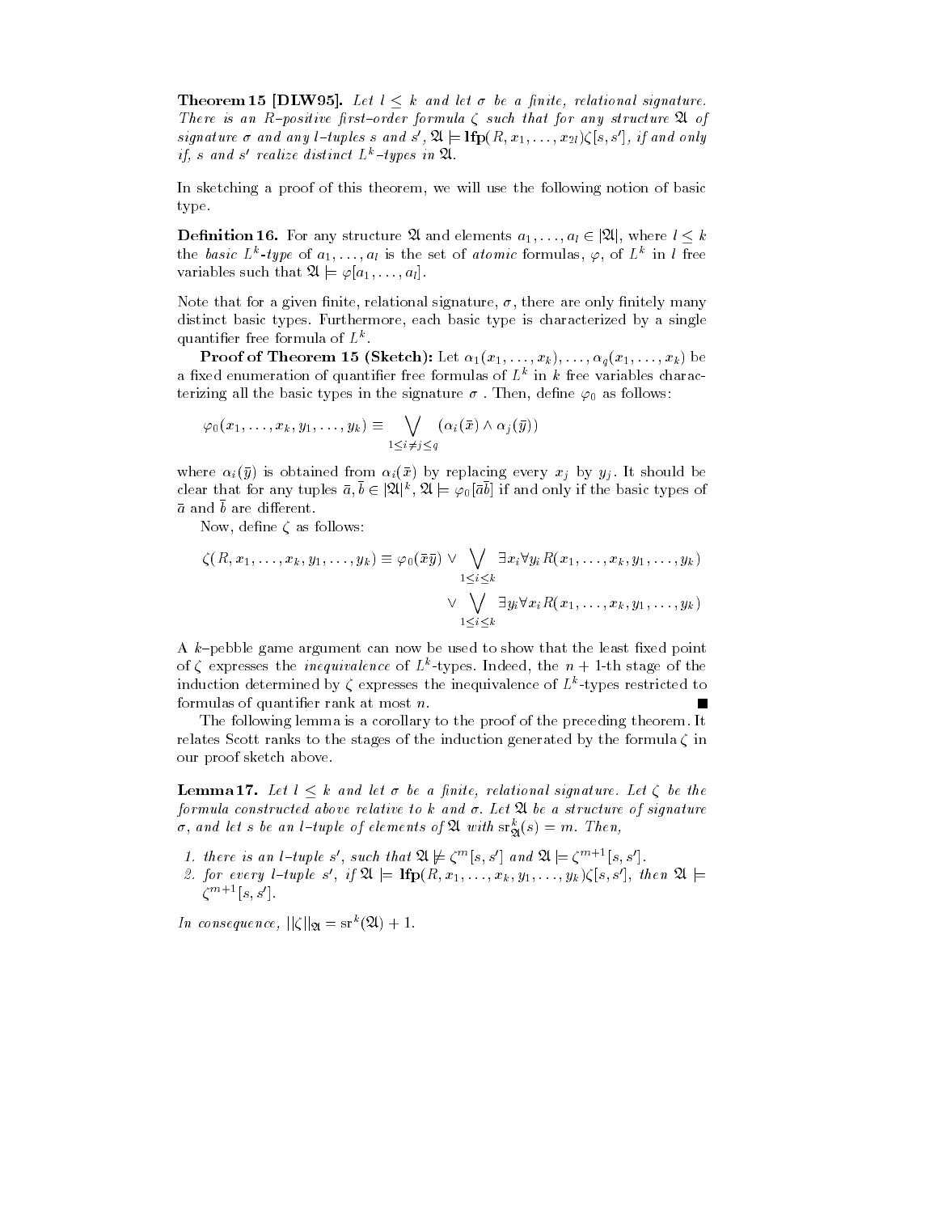**Theorem 15 [DLW95].** *Let $l \leq k$ and let $\sigma$ be a finite, relational signature. There is an $R$–positive first–order formula $\zeta$ such that for any structure $\mathfrak{A}$ of signature $\sigma$ and any $l$–tuples $s$ and $s'$, $\mathfrak{A} \models \mathbf{lfp}(R, x_1, \ldots, x_{2l})\zeta[s, s']$, if and only if, $s$ and $s'$ realize distinct $L^k$–types in $\mathfrak{A}$.*

In sketching a proof of this theorem, we will use the following notion of basic type.

**Definition 16.** For any structure $\mathfrak{A}$ and elements $a_1, \ldots, a_l \in |\mathfrak{A}|$, where $l \leq k$ the *basic $L^k$-type* of $a_1, \ldots, a_l$ is the set of *atomic* formulas, $\varphi$, of $L^k$ in $l$ free variables such that $\mathfrak{A} \models \varphi[a_1, \ldots, a_l]$.

Note that for a given finite, relational signature, $\sigma$, there are only finitely many distinct basic types. Furthermore, each basic type is characterized by a single quantifier free formula of $L^k$.

**Proof of Theorem 15 (Sketch):** Let $\alpha_1(x_1, \ldots, x_k), \ldots, \alpha_q(x_1, \ldots, x_k)$ be a fixed enumeration of quantifier free formulas of $L^k$ in $k$ free variables characterizing all the basic types in the signature $\sigma$ . Then, define $\varphi_0$ as follows:

$$\varphi_0(x_1, \ldots, x_k, y_1, \ldots, y_k) \equiv \bigvee_{1 \leq i \neq j \leq q} (\alpha_i(\bar{x}) \wedge \alpha_j(\bar{y}))$$

where $\alpha_i(\bar{y})$ is obtained from $\alpha_i(\bar{x})$ by replacing every $x_j$ by $y_j$. It should be clear that for any tuples $\bar{a}, \bar{b} \in |\mathfrak{A}|^k$, $\mathfrak{A} \models \varphi_0[\bar{a}\bar{b}]$ if and only if the basic types of $\bar{a}$ and $\bar{b}$ are different.

Now, define $\zeta$ as follows:

$$\zeta(R, x_1, \ldots, x_k, y_1, \ldots, y_k) \equiv \varphi_0(\bar{x}\bar{y}) \vee \bigvee_{1 \leq i \leq k} \exists x_i \forall y_i R(x_1, \ldots, x_k, y_1, \ldots, y_k)$$
$$\vee \bigvee_{1 \leq i \leq k} \exists y_i \forall x_i R(x_1, \ldots, x_k, y_1, \ldots, y_k)$$

A $k$–pebble game argument can now be used to show that the least fixed point of $\zeta$ expresses the *inequivalence* of $L^k$-types. Indeed, the $n+1$-th stage of the induction determined by $\zeta$ expresses the inequivalence of $L^k$-types restricted to formulas of quantifier rank at most $n$. ∎

The following lemma is a corollary to the proof of the preceding theorem. It relates Scott ranks to the stages of the induction generated by the formula $\zeta$ in our proof sketch above.

**Lemma 17.** *Let $l \leq k$ and let $\sigma$ be a finite, relational signature. Let $\zeta$ be the formula constructed above relative to $k$ and $\sigma$. Let $\mathfrak{A}$ be a structure of signature $\sigma$, and let $s$ be an $l$–tuple of elements of $\mathfrak{A}$ with $\mathrm{sr}^k_{\mathfrak{A}}(s) = m$. Then,*

1. *there is an $l$–tuple $s'$, such that $\mathfrak{A} \not\models \zeta^m[s, s']$ and $\mathfrak{A} \models \zeta^{m+1}[s, s']$.*
2. *for every $l$–tuple $s'$, if $\mathfrak{A} \models \mathbf{lfp}(R, x_1, \ldots, x_k, y_1, \ldots, y_k)\zeta[s, s']$, then $\mathfrak{A} \models \zeta^{m+1}[s, s']$.*

*In consequence, $||\zeta||_{\mathfrak{A}} = \mathrm{sr}^k(\mathfrak{A}) + 1$.*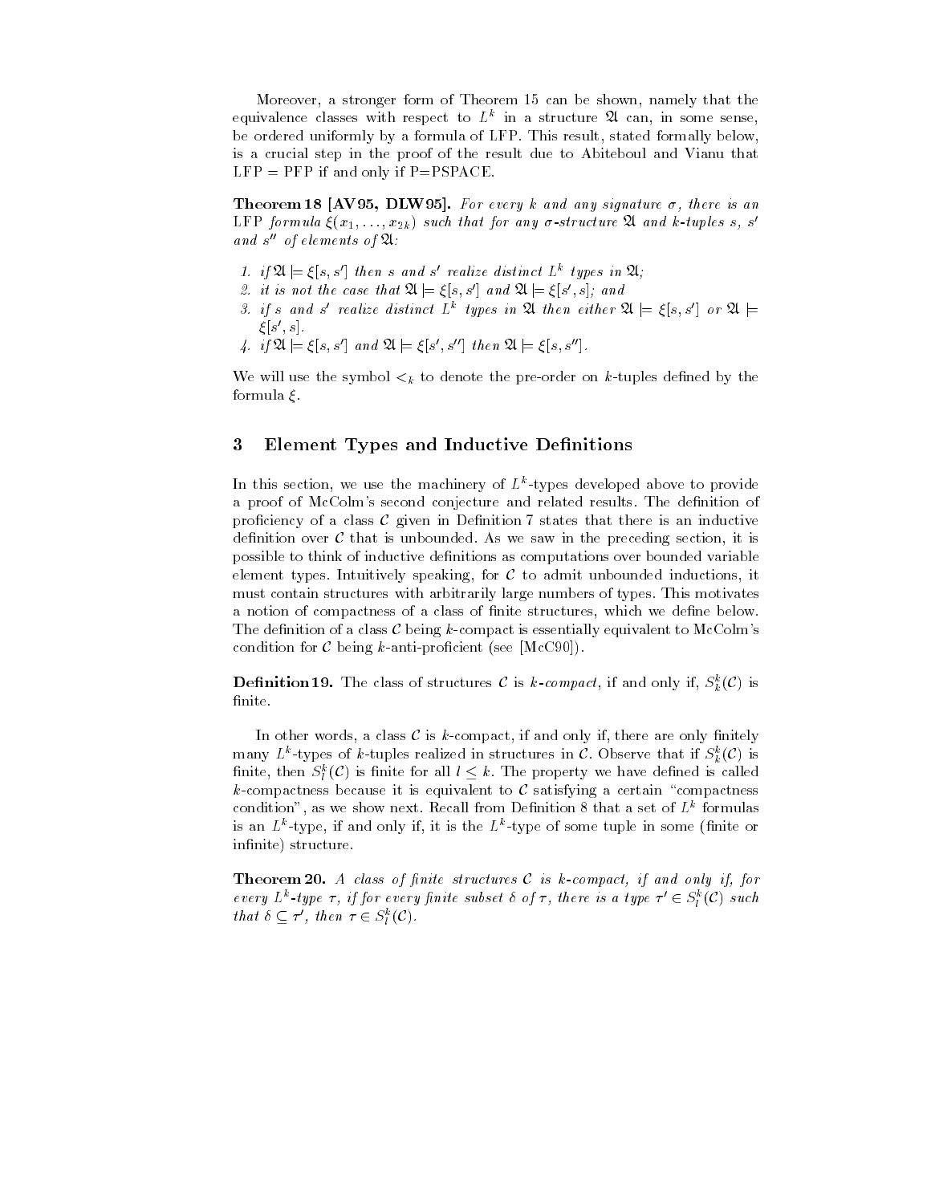Moreover, a stronger form of Theorem 15 can be shown, namely that the equivalence classes with respect to $L^k$ in a structure $\mathfrak{A}$ can, in some sense, be ordered uniformly by a formula of LFP. This result, stated formally below, is a crucial step in the proof of the result due to Abiteboul and Vianu that LFP = PFP if and only if P=PSPACE.

**Theorem 18 [AV95, DLW95].** *For every $k$ and any signature $\sigma$, there is an LFP formula $\xi(x_1, \ldots, x_{2k})$ such that for any $\sigma$-structure $\mathfrak{A}$ and $k$-tuples $s$, $s'$ and $s''$ of elements of $\mathfrak{A}$:*

1. *if $\mathfrak{A} \models \xi[s, s']$ then $s$ and $s'$ realize distinct $L^k$ types in $\mathfrak{A}$;*
2. *it is not the case that $\mathfrak{A} \models \xi[s, s']$ and $\mathfrak{A} \models \xi[s', s]$; and*
3. *if $s$ and $s'$ realize distinct $L^k$ types in $\mathfrak{A}$ then either $\mathfrak{A} \models \xi[s, s']$ or $\mathfrak{A} \models \xi[s', s]$.*
4. *if $\mathfrak{A} \models \xi[s, s']$ and $\mathfrak{A} \models \xi[s', s'']$ then $\mathfrak{A} \models \xi[s, s'']$.*

We will use the symbol $<_k$ to denote the pre-order on $k$-tuples defined by the formula $\xi$.

## 3 Element Types and Inductive Definitions

In this section, we use the machinery of $L^k$-types developed above to provide a proof of McColm's second conjecture and related results. The definition of proficiency of a class $\mathcal{C}$ given in Definition 7 states that there is an inductive definition over $\mathcal{C}$ that is unbounded. As we saw in the preceding section, it is possible to think of inductive definitions as computations over bounded variable element types. Intuitively speaking, for $\mathcal{C}$ to admit unbounded inductions, it must contain structures with arbitrarily large numbers of types. This motivates a notion of compactness of a class of finite structures, which we define below. The definition of a class $\mathcal{C}$ being $k$-compact is essentially equivalent to McColm's condition for $\mathcal{C}$ being $k$-anti-proficient (see [McC90]).

**Definition 19.** The class of structures $\mathcal{C}$ is *$k$-compact*, if and only if, $S^k_k(\mathcal{C})$ is finite.

In other words, a class $\mathcal{C}$ is $k$-compact, if and only if, there are only finitely many $L^k$-types of $k$-tuples realized in structures in $\mathcal{C}$. Observe that if $S^k_k(\mathcal{C})$ is finite, then $S^k_l(\mathcal{C})$ is finite for all $l \leq k$. The property we have defined is called $k$-compactness because it is equivalent to $\mathcal{C}$ satisfying a certain "compactness condition", as we show next. Recall from Definition 8 that a set of $L^k$ formulas is an $L^k$-type, if and only if, it is the $L^k$-type of some tuple in some (finite or infinite) structure.

**Theorem 20.** *A class of finite structures $\mathcal{C}$ is $k$-compact, if and only if, for every $L^k$-type $\tau$, if for every finite subset $\delta$ of $\tau$, there is a type $\tau' \in S^k_l(\mathcal{C})$ such that $\delta \subseteq \tau'$, then $\tau \in S^k_l(\mathcal{C})$.*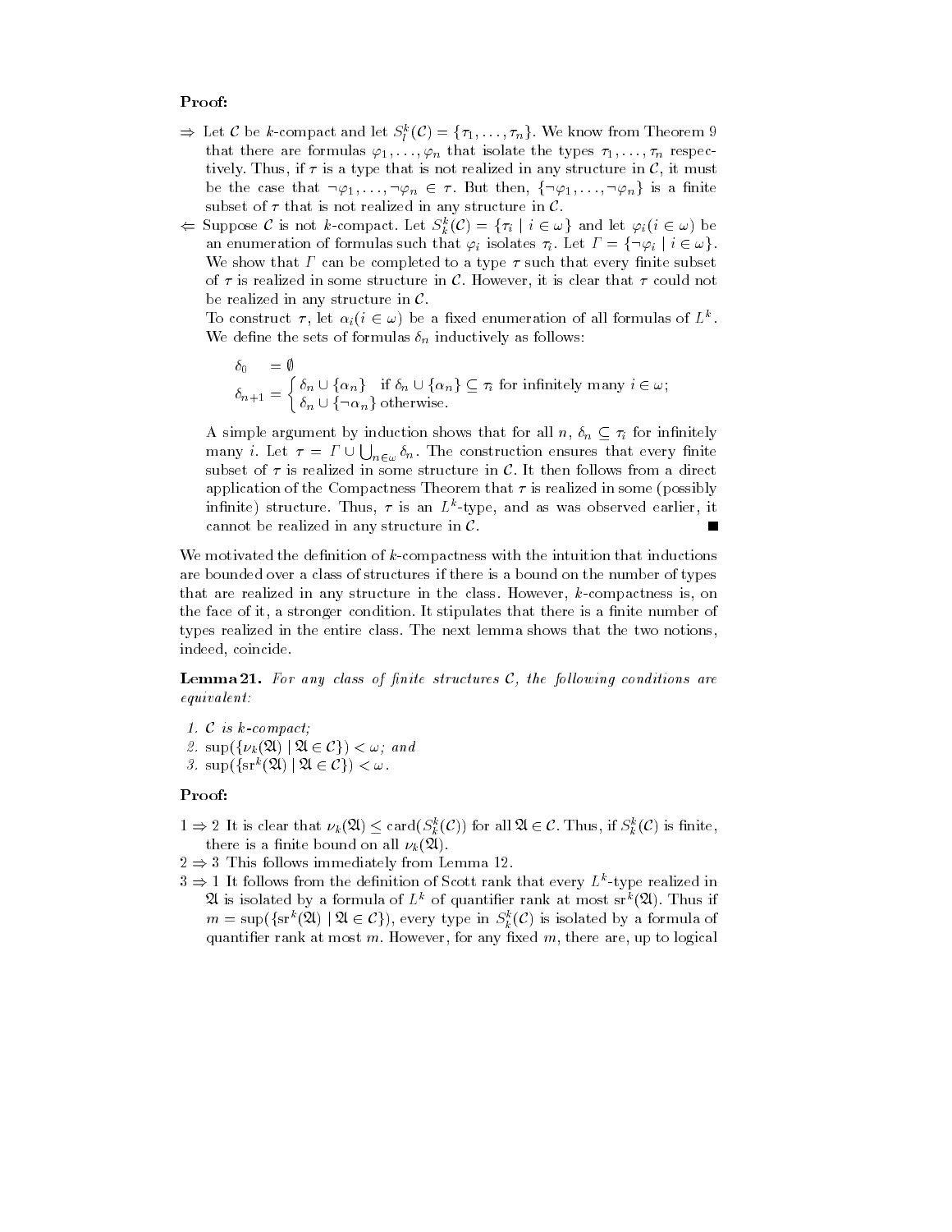**Proof:**

- $\Rightarrow$ Let $\mathcal{C}$ be $k$-compact and let $S^k_l(\mathcal{C}) = \{\tau_1, \ldots, \tau_n\}$. We know from Theorem 9 that there are formulas $\varphi_1, \ldots, \varphi_n$ that isolate the types $\tau_1, \ldots, \tau_n$ respectively. Thus, if $\tau$ is a type that is not realized in any structure in $\mathcal{C}$, it must be the case that $\neg\varphi_1, \ldots, \neg\varphi_n \in \tau$. But then, $\{\neg\varphi_1, \ldots, \neg\varphi_n\}$ is a finite subset of $\tau$ that is not realized in any structure in $\mathcal{C}$.
- $\Leftarrow$ Suppose $\mathcal{C}$ is not $k$-compact. Let $S^k_k(\mathcal{C}) = \{\tau_i \mid i \in \omega\}$ and let $\varphi_i (i \in \omega)$ be an enumeration of formulas such that $\varphi_i$ isolates $\tau_i$. Let $\Gamma = \{\neg\varphi_i \mid i \in \omega\}$. We show that $\Gamma$ can be completed to a type $\tau$ such that every finite subset of $\tau$ is realized in some structure in $\mathcal{C}$. However, it is clear that $\tau$ could not be realized in any structure in $\mathcal{C}$.

  To construct $\tau$, let $\alpha_i (i \in \omega)$ be a fixed enumeration of all formulas of $L^k$. We define the sets of formulas $\delta_n$ inductively as follows:

$$\delta_0 \quad = \emptyset$$
$$\delta_{n+1} = \begin{cases} \delta_n \cup \{\alpha_n\} & \text{if } \delta_n \cup \{\alpha_n\} \subseteq \tau_i \text{ for infinitely many } i \in \omega; \\ \delta_n \cup \{\neg\alpha_n\} & \text{otherwise.} \end{cases}$$

  A simple argument by induction shows that for all $n$, $\delta_n \subseteq \tau_i$ for infinitely many $i$. Let $\tau = \Gamma \cup \bigcup_{n \in \omega} \delta_n$. The construction ensures that every finite subset of $\tau$ is realized in some structure in $\mathcal{C}$. It then follows from a direct application of the Compactness Theorem that $\tau$ is realized in some (possibly infinite) structure. Thus, $\tau$ is an $L^k$-type, and as was observed earlier, it cannot be realized in any structure in $\mathcal{C}$. ∎

We motivated the definition of $k$-compactness with the intuition that inductions are bounded over a class of structures if there is a bound on the number of types that are realized in any structure in the class. However, $k$-compactness is, on the face of it, a stronger condition. It stipulates that there is a finite number of types realized in the entire class. The next lemma shows that the two notions, indeed, coincide.

**Lemma 21.** *For any class of finite structures $\mathcal{C}$, the following conditions are equivalent:*

1. *$\mathcal{C}$ is $k$-compact;*
2. *$\sup(\{\nu_k(\mathfrak{A}) \mid \mathfrak{A} \in \mathcal{C}\}) < \omega$; and*
3. *$\sup(\{\mathrm{sr}^k(\mathfrak{A}) \mid \mathfrak{A} \in \mathcal{C}\}) < \omega$.*

**Proof:**

- $1 \Rightarrow 2$ It is clear that $\nu_k(\mathfrak{A}) \leq \mathrm{card}(S^k_k(\mathcal{C}))$ for all $\mathfrak{A} \in \mathcal{C}$. Thus, if $S^k_k(\mathcal{C})$ is finite, there is a finite bound on all $\nu_k(\mathfrak{A})$.
- $2 \Rightarrow 3$ This follows immediately from Lemma 12.
- $3 \Rightarrow 1$ It follows from the definition of Scott rank that every $L^k$-type realized in $\mathfrak{A}$ is isolated by a formula of $L^k$ of quantifier rank at most $\mathrm{sr}^k(\mathfrak{A})$. Thus if $m = \sup(\{\mathrm{sr}^k(\mathfrak{A}) \mid \mathfrak{A} \in \mathcal{C}\})$, every type in $S^k_k(\mathcal{C})$ is isolated by a formula of quantifier rank at most $m$. However, for any fixed $m$, there are, up to logical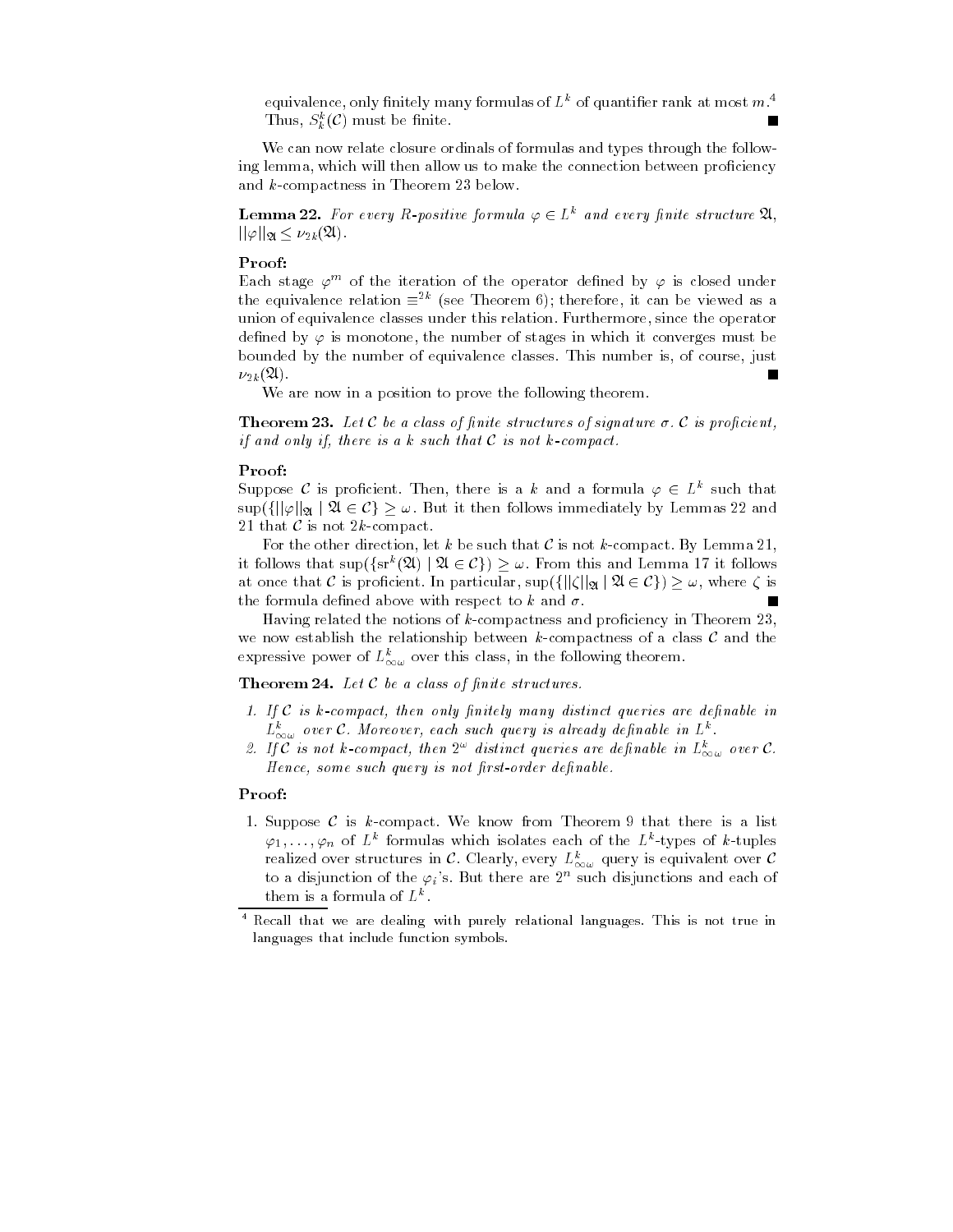equivalence, only finitely many formulas of $L^k$ of quantifier rank at most $m$.[4] Thus, $S^k_k(\mathcal{C})$ must be finite. ∎

We can now relate closure ordinals of formulas and types through the following lemma, which will then allow us to make the connection between proficiency and $k$-compactness in Theorem 23 below.

**Lemma 22.** *For every $R$-positive formula $\varphi \in L^k$ and every finite structure $\mathfrak{A}$, $||\varphi||_{\mathfrak{A}} \leq \nu_{2k}(\mathfrak{A})$.*

**Proof:**
Each stage $\varphi^m$ of the iteration of the operator defined by $\varphi$ is closed under the equivalence relation $\equiv^{2k}$ (see Theorem 6); therefore, it can be viewed as a union of equivalence classes under this relation. Furthermore, since the operator defined by $\varphi$ is monotone, the number of stages in which it converges must be bounded by the number of equivalence classes. This number is, of course, just $\nu_{2k}(\mathfrak{A})$. ∎

We are now in a position to prove the following theorem.

**Theorem 23.** *Let $\mathcal{C}$ be a class of finite structures of signature $\sigma$. $\mathcal{C}$ is proficient, if and only if, there is a $k$ such that $\mathcal{C}$ is not $k$-compact.*

**Proof:**
Suppose $\mathcal{C}$ is proficient. Then, there is a $k$ and a formula $\varphi \in L^k$ such that $\sup(\{||\varphi||_{\mathfrak{A}} \mid \mathfrak{A} \in \mathcal{C}\} \geq \omega$. But it then follows immediately by Lemmas 22 and 21 that $\mathcal{C}$ is not $2k$-compact.

For the other direction, let $k$ be such that $\mathcal{C}$ is not $k$-compact. By Lemma 21, it follows that $\sup(\{\mathrm{sr}^k(\mathfrak{A}) \mid \mathfrak{A} \in \mathcal{C}\}) \geq \omega$. From this and Lemma 17 it follows at once that $\mathcal{C}$ is proficient. In particular, $\sup(\{||\zeta||_{\mathfrak{A}} \mid \mathfrak{A} \in \mathcal{C}\}) \geq \omega$, where $\zeta$ is the formula defined above with respect to $k$ and $\sigma$. ∎

Having related the notions of $k$-compactness and proficiency in Theorem 23, we now establish the relationship between $k$-compactness of a class $\mathcal{C}$ and the expressive power of $L^k_{\infty\omega}$ over this class, in the following theorem.

**Theorem 24.** *Let $\mathcal{C}$ be a class of finite structures.*

1. *If $\mathcal{C}$ is $k$-compact, then only finitely many distinct queries are definable in $L^k_{\infty\omega}$ over $\mathcal{C}$. Moreover, each such query is already definable in $L^k$.*
2. *If $\mathcal{C}$ is not $k$-compact, then $2^\omega$ distinct queries are definable in $L^k_{\infty\omega}$ over $\mathcal{C}$. Hence, some such query is not first-order definable.*

**Proof:**

1. Suppose $\mathcal{C}$ is $k$-compact. We know from Theorem 9 that there is a list $\varphi_1, \ldots, \varphi_n$ of $L^k$ formulas which isolates each of the $L^k$-types of $k$-tuples realized over structures in $\mathcal{C}$. Clearly, every $L^k_{\infty\omega}$ query is equivalent over $\mathcal{C}$ to a disjunction of the $\varphi_i$'s. But there are $2^n$ such disjunctions and each of them is a formula of $L^k$.

[4] Recall that we are dealing with purely relational languages. This is not true in languages that include function symbols.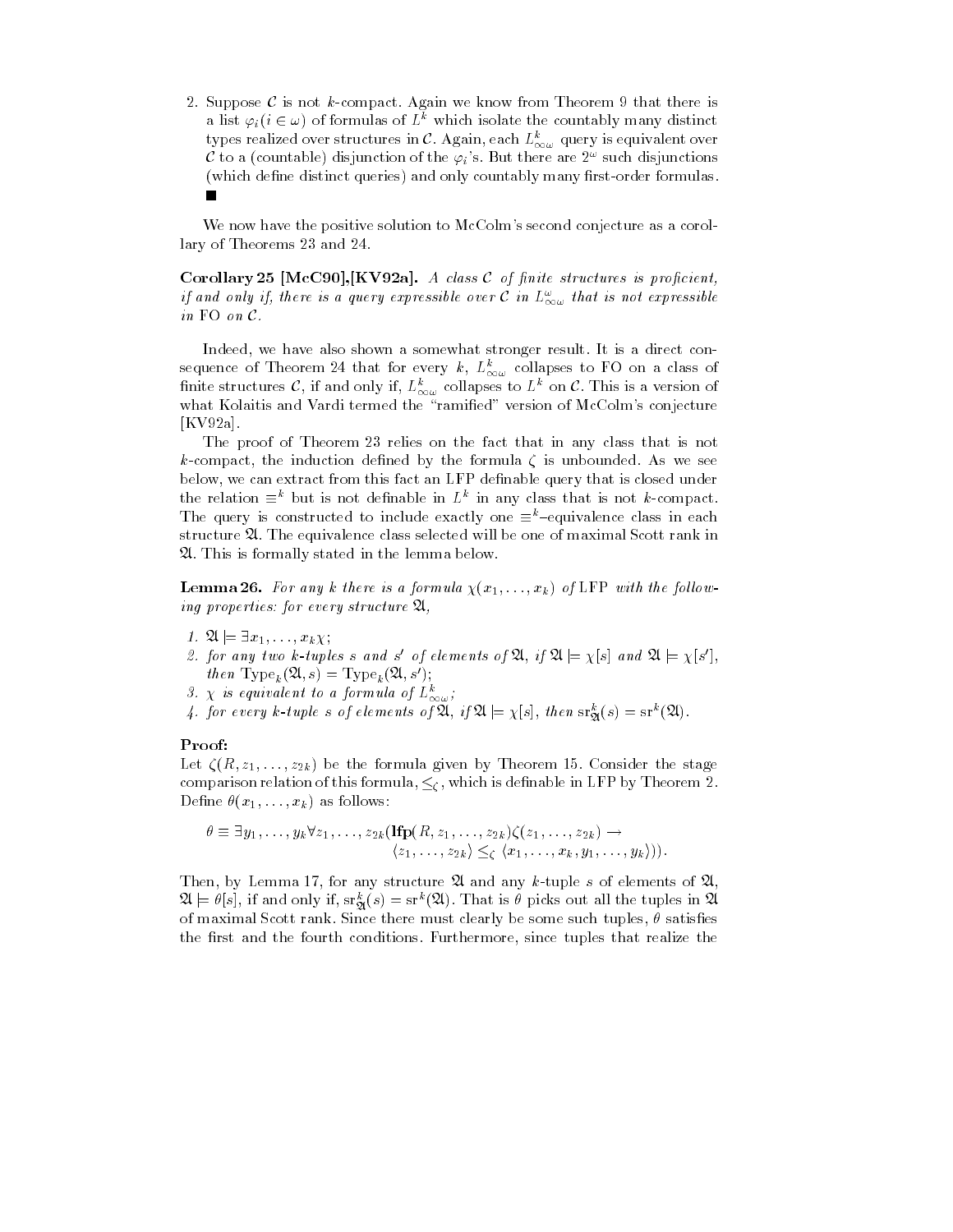2. Suppose $\mathcal{C}$ is not $k$-compact. Again we know from Theorem 9 that there is a list $\varphi_i (i \in \omega)$ of formulas of $L^k$ which isolate the countably many distinct types realized over structures in $\mathcal{C}$. Again, each $L^k_{\infty\omega}$ query is equivalent over $\mathcal{C}$ to a (countable) disjunction of the $\varphi_i$'s. But there are $2^\omega$ such disjunctions (which define distinct queries) and only countably many first-order formulas. ∎

We now have the positive solution to McColm's second conjecture as a corollary of Theorems 23 and 24.

**Corollary 25 [McC90],[KV92a].** *A class $\mathcal{C}$ of finite structures is proficient, if and only if, there is a query expressible over $\mathcal{C}$ in $L^\omega_{\infty\omega}$ that is not expressible in* FO *on $\mathcal{C}$.*

Indeed, we have also shown a somewhat stronger result. It is a direct consequence of Theorem 24 that for every $k$, $L^k_{\infty\omega}$ collapses to FO on a class of finite structures $\mathcal{C}$, if and only if, $L^k_{\infty\omega}$ collapses to $L^k$ on $\mathcal{C}$. This is a version of what Kolaitis and Vardi termed the "ramified" version of McColm's conjecture [KV92a].

The proof of Theorem 23 relies on the fact that in any class that is not $k$-compact, the induction defined by the formula $\zeta$ is unbounded. As we see below, we can extract from this fact an LFP definable query that is closed under the relation $\equiv^k$ but is not definable in $L^k$ in any class that is not $k$-compact. The query is constructed to include exactly one $\equiv^k$–equivalence class in each structure $\mathfrak{A}$. The equivalence class selected will be one of maximal Scott rank in $\mathfrak{A}$. This is formally stated in the lemma below.

**Lemma 26.** *For any $k$ there is a formula $\chi(x_1, \ldots, x_k)$ of* LFP *with the following properties: for every structure $\mathfrak{A}$,*

1. *$\mathfrak{A} \models \exists x_1, \ldots, x_k \chi$;*
2. *for any two $k$-tuples $s$ and $s'$ of elements of $\mathfrak{A}$, if $\mathfrak{A} \models \chi[s]$ and $\mathfrak{A} \models \chi[s']$, then $\mathrm{Type}_k(\mathfrak{A}, s) = \mathrm{Type}_k(\mathfrak{A}, s')$;*
3. *$\chi$ is equivalent to a formula of $L^k_{\infty\omega}$;*
4. *for every $k$-tuple $s$ of elements of $\mathfrak{A}$, if $\mathfrak{A} \models \chi[s]$, then $\mathrm{sr}^k_{\mathfrak{A}}(s) = \mathrm{sr}^k(\mathfrak{A})$.*

**Proof:**
Let $\zeta(R, z_1, \ldots, z_{2k})$ be the formula given by Theorem 15. Consider the stage comparison relation of this formula, $\leq_\zeta$, which is definable in LFP by Theorem 2. Define $\theta(x_1, \ldots, x_k)$ as follows:

$$\theta \equiv \exists y_1, \ldots, y_k \forall z_1, \ldots, z_{2k} (\mathbf{lfp}(R, z_1, \ldots, z_{2k})\zeta(z_1, \ldots, z_{2k}) \rightarrow \langle z_1, \ldots, z_{2k}\rangle \leq_\zeta \langle x_1, \ldots, x_k, y_1, \ldots, y_k\rangle)).$$

Then, by Lemma 17, for any structure $\mathfrak{A}$ and any $k$-tuple $s$ of elements of $\mathfrak{A}$, $\mathfrak{A} \models \theta[s]$, if and only if, $\mathrm{sr}^k_{\mathfrak{A}}(s) = \mathrm{sr}^k(\mathfrak{A})$. That is $\theta$ picks out all the tuples in $\mathfrak{A}$ of maximal Scott rank. Since there must clearly be some such tuples, $\theta$ satisfies the first and the fourth conditions. Furthermore, since tuples that realize the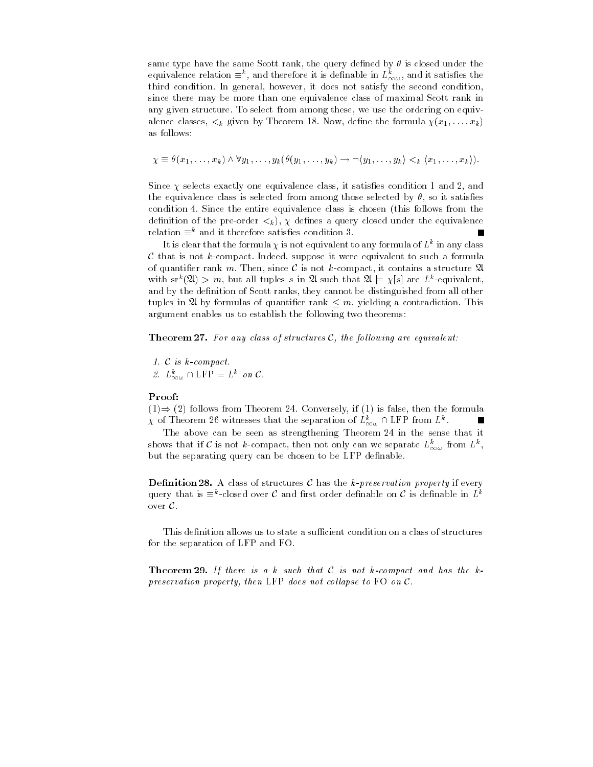same type have the same Scott rank, the query defined by $\theta$ is closed under the equivalence relation $\equiv^k$, and therefore it is definable in $L^k_{\infty\omega}$, and it satisfies the third condition. In general, however, it does not satisfy the second condition, since there may be more than one equivalence class of maximal Scott rank in any given structure. To select from among these, we use the ordering on equivalence classes, $<_k$ given by Theorem 18. Now, define the formula $\chi(x_1, \ldots, x_k)$ as follows:

$$\chi \equiv \theta(x_1, \ldots, x_k) \wedge \forall y_1, \ldots, y_k(\theta(y_1, \ldots, y_k) \rightarrow \neg\langle y_1, \ldots, y_k\rangle <_k \langle x_1, \ldots, x_k\rangle).$$

Since $\chi$ selects exactly one equivalence class, it satisfies condition 1 and 2, and the equivalence class is selected from among those selected by $\theta$, so it satisfies condition 4. Since the entire equivalence class is chosen (this follows from the definition of the pre-order $<_k$), $\chi$ defines a query closed under the equivalence relation $\equiv^k$ and it therefore satisfies condition 3. ∎

It is clear that the formula $\chi$ is not equivalent to any formula of $L^k$ in any class $\mathcal{C}$ that is not $k$-compact. Indeed, suppose it were equivalent to such a formula of quantifier rank $m$. Then, since $\mathcal{C}$ is not $k$-compact, it contains a structure $\mathfrak{A}$ with $\mathrm{sr}^k(\mathfrak{A}) > m$, but all tuples $s$ in $\mathfrak{A}$ such that $\mathfrak{A} \models \chi[s]$ are $L^k$-equivalent, and by the definition of Scott ranks, they cannot be distinguished from all other tuples in $\mathfrak{A}$ by formulas of quantifier rank $\leq m$, yielding a contradiction. This argument enables us to establish the following two theorems:

**Theorem 27.** *For any class of structures $\mathcal{C}$, the following are equivalent:*

1. *$\mathcal{C}$ is $k$-compact.*
2. *$L^k_{\infty\omega} \cap \mathrm{LFP} = L^k$ on $\mathcal{C}$.*

**Proof:**
(1)$\Rightarrow$ (2) follows from Theorem 24. Conversely, if (1) is false, then the formula $\chi$ of Theorem 26 witnesses that the separation of $L^k_{\infty\omega} \cap \mathrm{LFP}$ from $L^k$. ∎

The above can be seen as strengthening Theorem 24 in the sense that it shows that if $\mathcal{C}$ is not $k$-compact, then not only can we separate $L^k_{\infty\omega}$ from $L^k$, but the separating query can be chosen to be LFP definable.

**Definition 28.** A class of structures $\mathcal{C}$ has the *$k$-preservation property* if every query that is $\equiv^k$-closed over $\mathcal{C}$ and first order definable on $\mathcal{C}$ is definable in $L^k$ over $\mathcal{C}$.

This definition allows us to state a sufficient condition on a class of structures for the separation of LFP and FO.

**Theorem 29.** *If there is a $k$ such that $\mathcal{C}$ is not $k$-compact and has the $k$-preservation property, then* LFP *does not collapse to* FO *on $\mathcal{C}$.*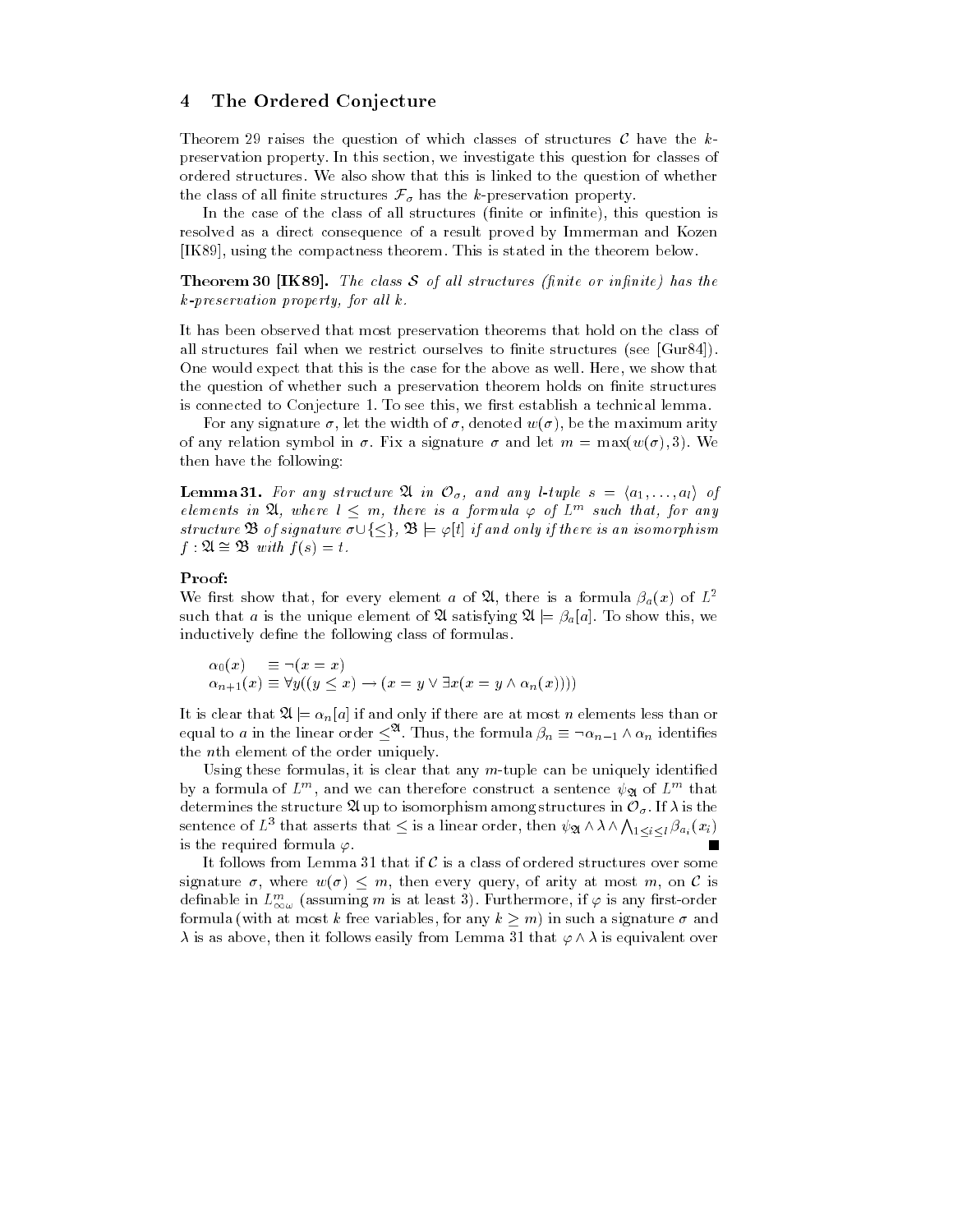## 4 The Ordered Conjecture

Theorem 29 raises the question of which classes of structures $\mathcal{C}$ have the $k$-preservation property. In this section, we investigate this question for classes of ordered structures. We also show that this is linked to the question of whether the class of all finite structures $\mathcal{F}_\sigma$ has the $k$-preservation property.

In the case of the class of all structures (finite or infinite), this question is resolved as a direct consequence of a result proved by Immerman and Kozen [IK89], using the compactness theorem. This is stated in the theorem below.

**Theorem 30 [IK89].** *The class $\mathcal{S}$ of all structures (finite or infinite) has the $k$-preservation property, for all $k$.*

It has been observed that most preservation theorems that hold on the class of all structures fail when we restrict ourselves to finite structures (see [Gur84]). One would expect that this is the case for the above as well. Here, we show that the question of whether such a preservation theorem holds on finite structures is connected to Conjecture 1. To see this, we first establish a technical lemma.

For any signature $\sigma$, let the width of $\sigma$, denoted $w(\sigma)$, be the maximum arity of any relation symbol in $\sigma$. Fix a signature $\sigma$ and let $m = \max(w(\sigma), 3)$. We then have the following:

**Lemma 31.** *For any structure $\mathfrak{A}$ in $\mathcal{O}_\sigma$, and any $l$-tuple $s = \langle a_1, \ldots, a_l \rangle$ of elements in $\mathfrak{A}$, where $l \leq m$, there is a formula $\varphi$ of $L^m$ such that, for any structure $\mathfrak{B}$ of signature $\sigma \cup \{\leq\}$, $\mathfrak{B} \models \varphi[t]$ if and only if there is an isomorphism $f : \mathfrak{A} \cong \mathfrak{B}$ with $f(s) = t$.*

**Proof:**
We first show that, for every element $a$ of $\mathfrak{A}$, there is a formula $\beta_a(x)$ of $L^2$ such that $a$ is the unique element of $\mathfrak{A}$ satisfying $\mathfrak{A} \models \beta_a[a]$. To show this, we inductively define the following class of formulas.

$$\alpha_0(x) \equiv \neg(x = x)$$
$$\alpha_{n+1}(x) \equiv \forall y((y \leq x) \rightarrow (x = y \vee \exists x(x = y \wedge \alpha_n(x))))$$

It is clear that $\mathfrak{A} \models \alpha_n[a]$ if and only if there are at most $n$ elements less than or equal to $a$ in the linear order $\leq^{\mathfrak{A}}$. Thus, the formula $\beta_n \equiv \neg\alpha_{n-1} \wedge \alpha_n$ identifies the $n$th element of the order uniquely.

Using these formulas, it is clear that any $m$-tuple can be uniquely identified by a formula of $L^m$, and we can therefore construct a sentence $\psi_{\mathfrak{A}}$ of $L^m$ that determines the structure $\mathfrak{A}$ up to isomorphism among structures in $\mathcal{O}_\sigma$. If $\lambda$ is the sentence of $L^3$ that asserts that $\leq$ is a linear order, then $\psi_{\mathfrak{A}} \wedge \lambda \wedge \bigwedge_{1 \leq i \leq l} \beta_{a_i}(x_i)$ is the required formula $\varphi$. ∎

It follows from Lemma 31 that if $\mathcal{C}$ is a class of ordered structures over some signature $\sigma$, where $w(\sigma) \leq m$, then every query, of arity at most $m$, on $\mathcal{C}$ is definable in $L^m_{\infty\omega}$ (assuming $m$ is at least 3). Furthermore, if $\varphi$ is any first-order formula (with at most $k$ free variables, for any $k \geq m$) in such a signature $\sigma$ and $\lambda$ is as above, then it follows easily from Lemma 31 that $\varphi \wedge \lambda$ is equivalent over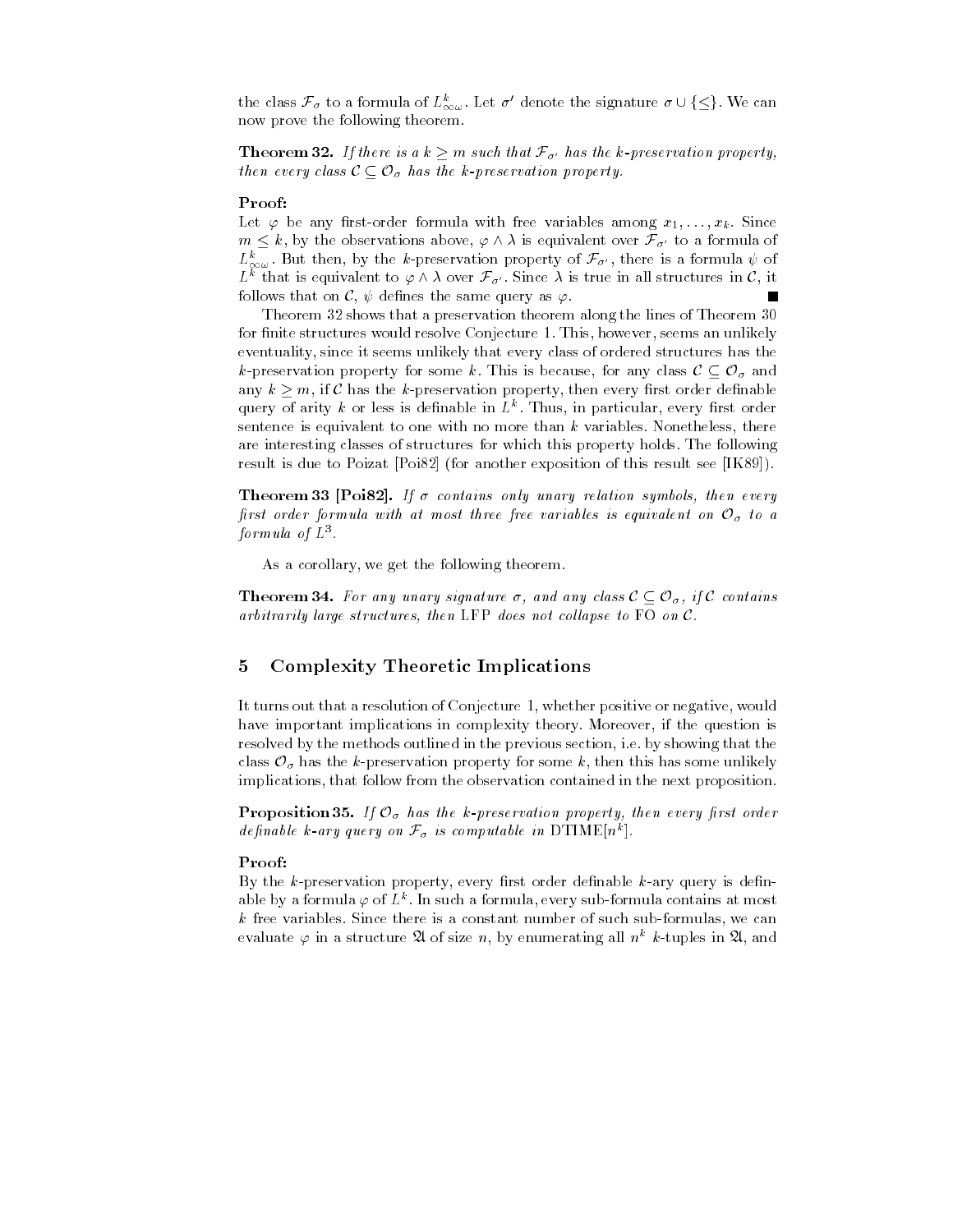the class $\mathcal{F}_\sigma$ to a formula of $L^k_{\infty\omega}$. Let $\sigma'$ denote the signature $\sigma \cup \{\leq\}$. We can now prove the following theorem.

**Theorem 32.** *If there is a $k \geq m$ such that $\mathcal{F}_{\sigma'}$ has the $k$-preservation property, then every class $\mathcal{C} \subseteq \mathcal{O}_\sigma$ has the $k$-preservation property.*

**Proof:**
Let $\varphi$ be any first-order formula with free variables among $x_1, \ldots, x_k$. Since $m \leq k$, by the observations above, $\varphi \wedge \lambda$ is equivalent over $\mathcal{F}_{\sigma'}$ to a formula of $L^k_{\infty\omega}$. But then, by the $k$-preservation property of $\mathcal{F}_{\sigma'}$, there is a formula $\psi$ of $L^k$ that is equivalent to $\varphi \wedge \lambda$ over $\mathcal{F}_{\sigma'}$. Since $\lambda$ is true in all structures in $\mathcal{C}$, it follows that on $\mathcal{C}$, $\psi$ defines the same query as $\varphi$. ∎

Theorem 32 shows that a preservation theorem along the lines of Theorem 30 for finite structures would resolve Conjecture 1. This, however, seems an unlikely eventuality, since it seems unlikely that every class of ordered structures has the $k$-preservation property for some $k$. This is because, for any class $\mathcal{C} \subseteq \mathcal{O}_\sigma$ and any $k \geq m$, if $\mathcal{C}$ has the $k$-preservation property, then every first order definable query of arity $k$ or less is definable in $L^k$. Thus, in particular, every first order sentence is equivalent to one with no more than $k$ variables. Nonetheless, there are interesting classes of structures for which this property holds. The following result is due to Poizat [Poi82] (for another exposition of this result see [IK89]).

**Theorem 33 [Poi82].** *If $\sigma$ contains only unary relation symbols, then every first order formula with at most three free variables is equivalent on $\mathcal{O}_\sigma$ to a formula of $L^3$.*

As a corollary, we get the following theorem.

**Theorem 34.** *For any unary signature $\sigma$, and any class $\mathcal{C} \subseteq \mathcal{O}_\sigma$, if $\mathcal{C}$ contains arbitrarily large structures, then* LFP *does not collapse to* FO *on $\mathcal{C}$.*

## 5 Complexity Theoretic Implications

It turns out that a resolution of Conjecture 1, whether positive or negative, would have important implications in complexity theory. Moreover, if the question is resolved by the methods outlined in the previous section, i.e. by showing that the class $\mathcal{O}_\sigma$ has the $k$-preservation property for some $k$, then this has some unlikely implications, that follow from the observation contained in the next proposition.

**Proposition 35.** *If $\mathcal{O}_\sigma$ has the $k$-preservation property, then every first order definable $k$-ary query on $\mathcal{F}_\sigma$ is computable in* DTIME$[n^k]$.

**Proof:**
By the $k$-preservation property, every first order definable $k$-ary query is definable by a formula $\varphi$ of $L^k$. In such a formula, every sub-formula contains at most $k$ free variables. Since there is a constant number of such sub-formulas, we can evaluate $\varphi$ in a structure $\mathfrak{A}$ of size $n$, by enumerating all $n^k$ $k$-tuples in $\mathfrak{A}$, and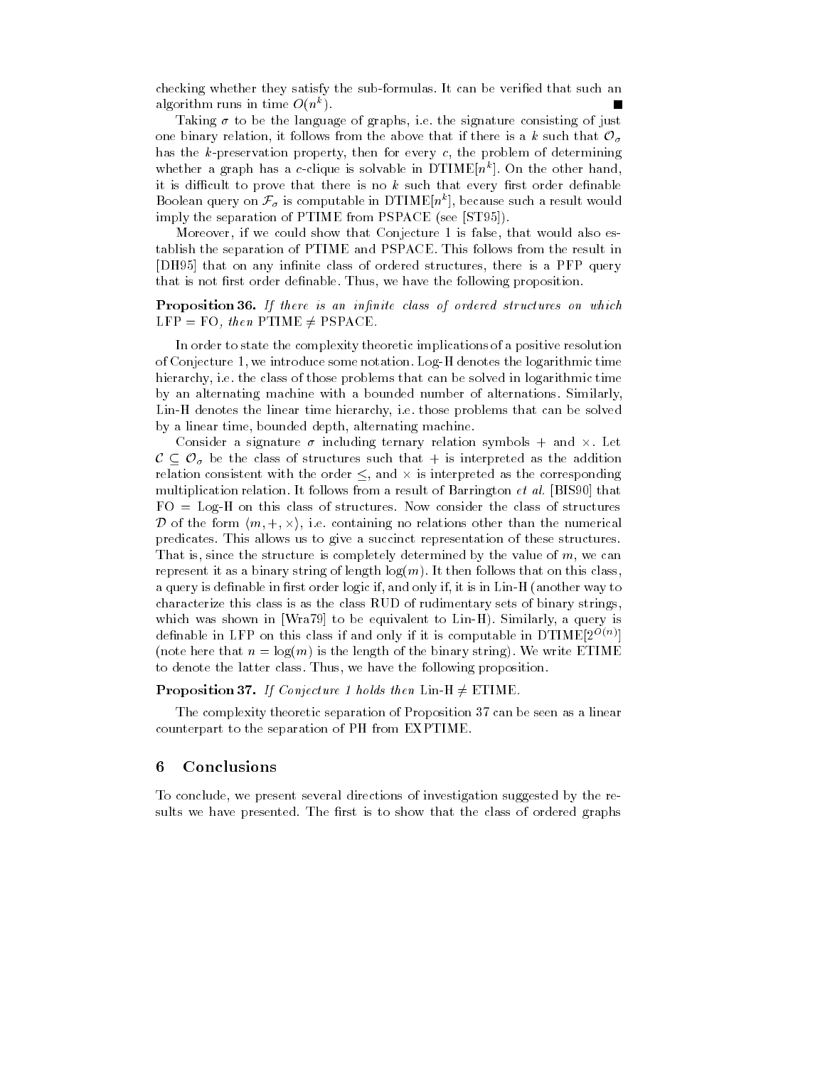checking whether they satisfy the sub-formulas. It can be verified that such an algorithm runs in time $O(n^k)$. ∎

Taking $\sigma$ to be the language of graphs, i.e. the signature consisting of just one binary relation, it follows from the above that if there is a $k$ such that $\mathcal{O}_\sigma$ has the $k$-preservation property, then for every $c$, the problem of determining whether a graph has a $c$-clique is solvable in DTIME$[n^k]$. On the other hand, it is difficult to prove that there is no $k$ such that every first order definable Boolean query on $\mathcal{F}_\sigma$ is computable in DTIME$[n^k]$, because such a result would imply the separation of PTIME from PSPACE (see [ST95]).

Moreover, if we could show that Conjecture 1 is false, that would also establish the separation of PTIME and PSPACE. This follows from the result in [DH95] that on any infinite class of ordered structures, there is a PFP query that is not first order definable. Thus, we have the following proposition.

**Proposition 36.** *If there is an infinite class of ordered structures on which* LFP = FO, *then* PTIME $\neq$ PSPACE.

In order to state the complexity theoretic implications of a positive resolution of Conjecture 1, we introduce some notation. Log-H denotes the logarithmic time hierarchy, i.e. the class of those problems that can be solved in logarithmic time by an alternating machine with a bounded number of alternations. Similarly, Lin-H denotes the linear time hierarchy, i.e. those problems that can be solved by a linear time, bounded depth, alternating machine.

Consider a signature $\sigma$ including ternary relation symbols $+$ and $\times$. Let $\mathcal{C} \subseteq \mathcal{O}_\sigma$ be the class of structures such that $+$ is interpreted as the addition relation consistent with the order $\leq$, and $\times$ is interpreted as the corresponding multiplication relation. It follows from a result of Barrington *et al.* [BIS90] that FO = Log-H on this class of structures. Now consider the class of structures $\mathcal{D}$ of the form $\langle m, +, \times \rangle$, i.e. containing no relations other than the numerical predicates. This allows us to give a succinct representation of these structures. That is, since the structure is completely determined by the value of $m$, we can represent it as a binary string of length $\log(m)$. It then follows that on this class, a query is definable in first order logic if, and only if, it is in Lin-H (another way to characterize this class is as the class RUD of rudimentary sets of binary strings, which was shown in [Wra79] to be equivalent to Lin-H). Similarly, a query is definable in LFP on this class if and only if it is computable in DTIME$[2^{O(n)}]$ (note here that $n = \log(m)$ is the length of the binary string). We write ETIME to denote the latter class. Thus, we have the following proposition.

**Proposition 37.** *If Conjecture 1 holds then* Lin-H $\neq$ ETIME.

The complexity theoretic separation of Proposition 37 can be seen as a linear counterpart to the separation of PH from EXPTIME.

## 6 Conclusions

To conclude, we present several directions of investigation suggested by the results we have presented. The first is to show that the class of ordered graphs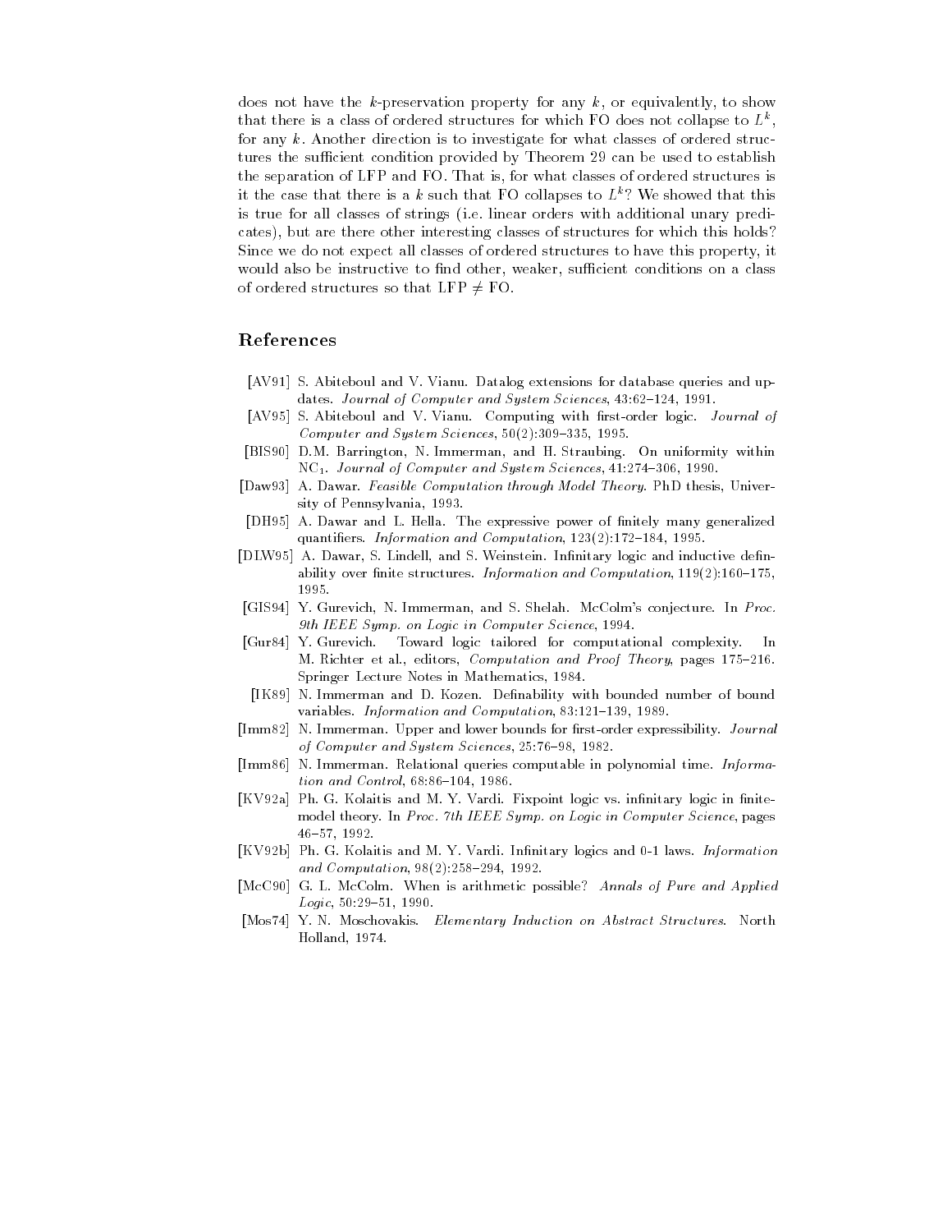does not have the $k$-preservation property for any $k$, or equivalently, to show that there is a class of ordered structures for which FO does not collapse to $L^k$, for any $k$. Another direction is to investigate for what classes of ordered structures the sufficient condition provided by Theorem 29 can be used to establish the separation of LFP and FO. That is, for what classes of ordered structures is it the case that there is a $k$ such that FO collapses to $L^k$? We showed that this is true for all classes of strings (i.e. linear orders with additional unary predicates), but are there other interesting classes of structures for which this holds? Since we do not expect all classes of ordered structures to have this property, it would also be instructive to find other, weaker, sufficient conditions on a class of ordered structures so that LFP $\neq$ FO.

## References

- [AV91] S. Abiteboul and V. Vianu. Datalog extensions for database queries and updates. *Journal of Computer and System Sciences*, 43:62–124, 1991.
- [AV95] S. Abiteboul and V. Vianu. Computing with first-order logic. *Journal of Computer and System Sciences*, 50(2):309–335, 1995.
- [BIS90] D.M. Barrington, N. Immerman, and H. Straubing. On uniformity within $NC_1$. *Journal of Computer and System Sciences*, 41:274–306, 1990.
- [Daw93] A. Dawar. *Feasible Computation through Model Theory*. PhD thesis, University of Pennsylvania, 1993.
- [DH95] A. Dawar and L. Hella. The expressive power of finitely many generalized quantifiers. *Information and Computation*, 123(2):172–184, 1995.
- [DLW95] A. Dawar, S. Lindell, and S. Weinstein. Infinitary logic and inductive definability over finite structures. *Information and Computation*, 119(2):160–175, 1995.
- [GIS94] Y. Gurevich, N. Immerman, and S. Shelah. McColm's conjecture. In *Proc. 9th IEEE Symp. on Logic in Computer Science*, 1994.
- [Gur84] Y. Gurevich. Toward logic tailored for computational complexity. In M. Richter et al., editors, *Computation and Proof Theory*, pages 175–216. Springer Lecture Notes in Mathematics, 1984.
- [IK89] N. Immerman and D. Kozen. Definability with bounded number of bound variables. *Information and Computation*, 83:121–139, 1989.
- [Imm82] N. Immerman. Upper and lower bounds for first-order expressibility. *Journal of Computer and System Sciences*, 25:76–98, 1982.
- [Imm86] N. Immerman. Relational queries computable in polynomial time. *Information and Control*, 68:86–104, 1986.
- [KV92a] Ph. G. Kolaitis and M. Y. Vardi. Fixpoint logic vs. infinitary logic in finite-model theory. In *Proc. 7th IEEE Symp. on Logic in Computer Science*, pages 46–57, 1992.
- [KV92b] Ph. G. Kolaitis and M. Y. Vardi. Infinitary logics and 0-1 laws. *Information and Computation*, 98(2):258–294, 1992.
- [McC90] G. L. McColm. When is arithmetic possible? *Annals of Pure and Applied Logic*, 50:29–51, 1990.
- [Mos74] Y. N. Moschovakis. *Elementary Induction on Abstract Structures*. North Holland, 1974.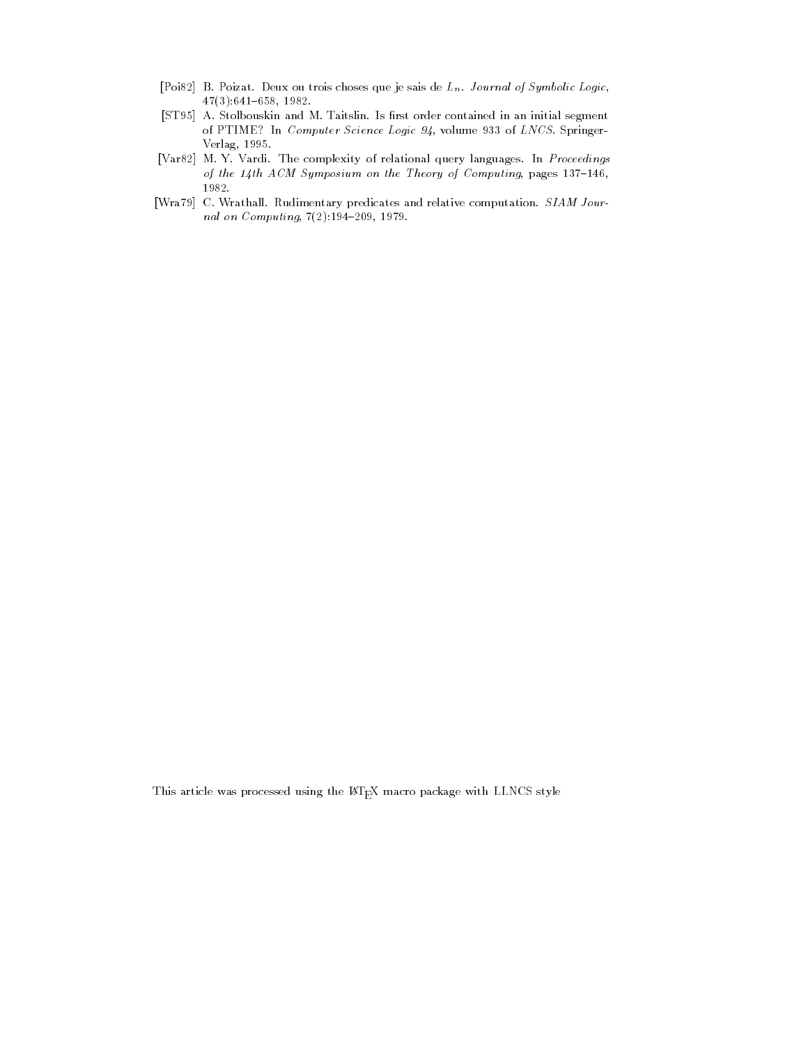[Poi82] B. Poizat. Deux ou trois choses que je sais de $L_n$. *Journal of Symbolic Logic*, 47(3):641–658, 1982.

[ST95] A. Stolbouskin and M. Taitslin. Is first order contained in an initial segment of PTIME? In *Computer Science Logic 94*, volume 933 of *LNCS*. Springer-Verlag, 1995.

[Var82] M. Y. Vardi. The complexity of relational query languages. In *Proceedings of the 14th ACM Symposium on the Theory of Computing*, pages 137–146, 1982.

[Wra79] C. Wrathall. Rudimentary predicates and relative computation. *SIAM Journal on Computing*, 7(2):194–209, 1979.

This article was processed using the LaTeX macro package with LLNCS style